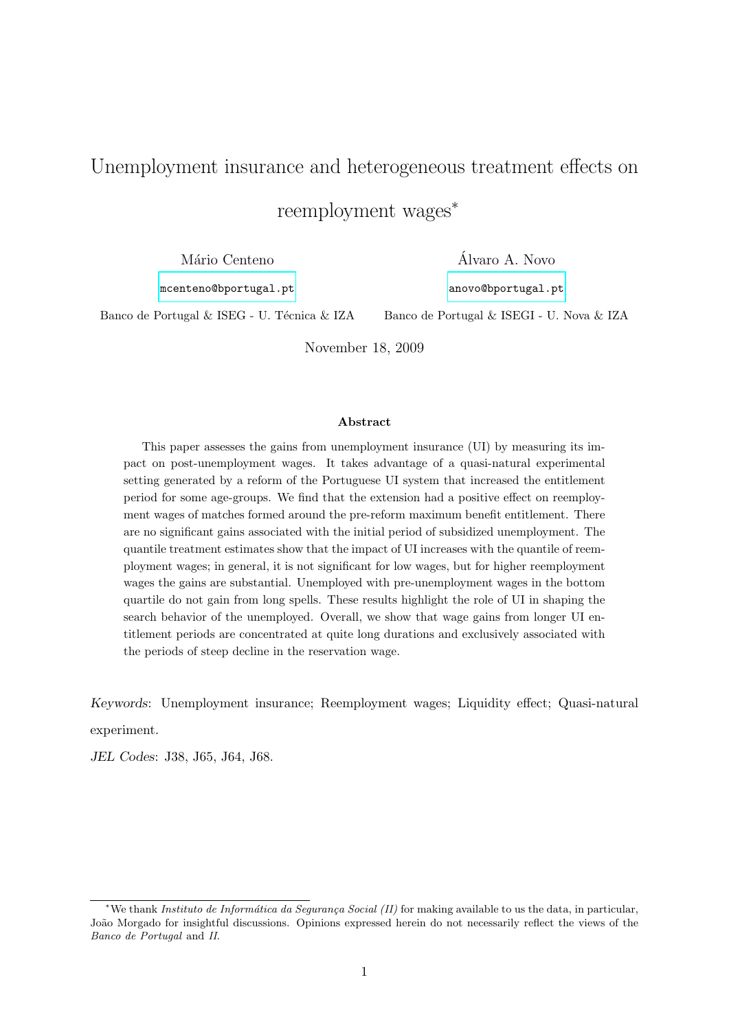# Unemployment insurance and heterogeneous treatment effects on reemployment wages*

Mário Centeno
mcenteno@bportugal.pt
Banco de Portugal & ISEG - U. Técnica & IZA

Álvaro A. Novo
anovo@bportugal.pt
Banco de Portugal & ISEGI - U. Nova & IZA

November 18, 2009

### Abstract

This paper assesses the gains from unemployment insurance (UI) by measuring its impact on post-unemployment wages. It takes advantage of a quasi-natural experimental setting generated by a reform of the Portuguese UI system that increased the entitlement period for some age-groups. We find that the extension had a positive effect on reemployment wages of matches formed around the pre-reform maximum benefit entitlement. There are no significant gains associated with the initial period of subsidized unemployment. The quantile treatment estimates show that the impact of UI increases with the quantile of reemployment wages; in general, it is not significant for low wages, but for higher reemployment wages the gains are substantial. Unemployed with pre-unemployment wages in the bottom quartile do not gain from long spells. These results highlight the role of UI in shaping the search behavior of the unemployed. Overall, we show that wage gains from longer UI entitlement periods are concentrated at quite long durations and exclusively associated with the periods of steep decline in the reservation wage.

*Keywords*: Unemployment insurance; Reemployment wages; Liquidity effect; Quasi-natural experiment.

*JEL Codes*: J38, J65, J64, J68.

---

*We thank *Instituto de Informática da Segurança Social (II)* for making available to us the data, in particular, João Morgado for insightful discussions. Opinions expressed herein do not necessarily reflect the views of the *Banco de Portugal* and *II*.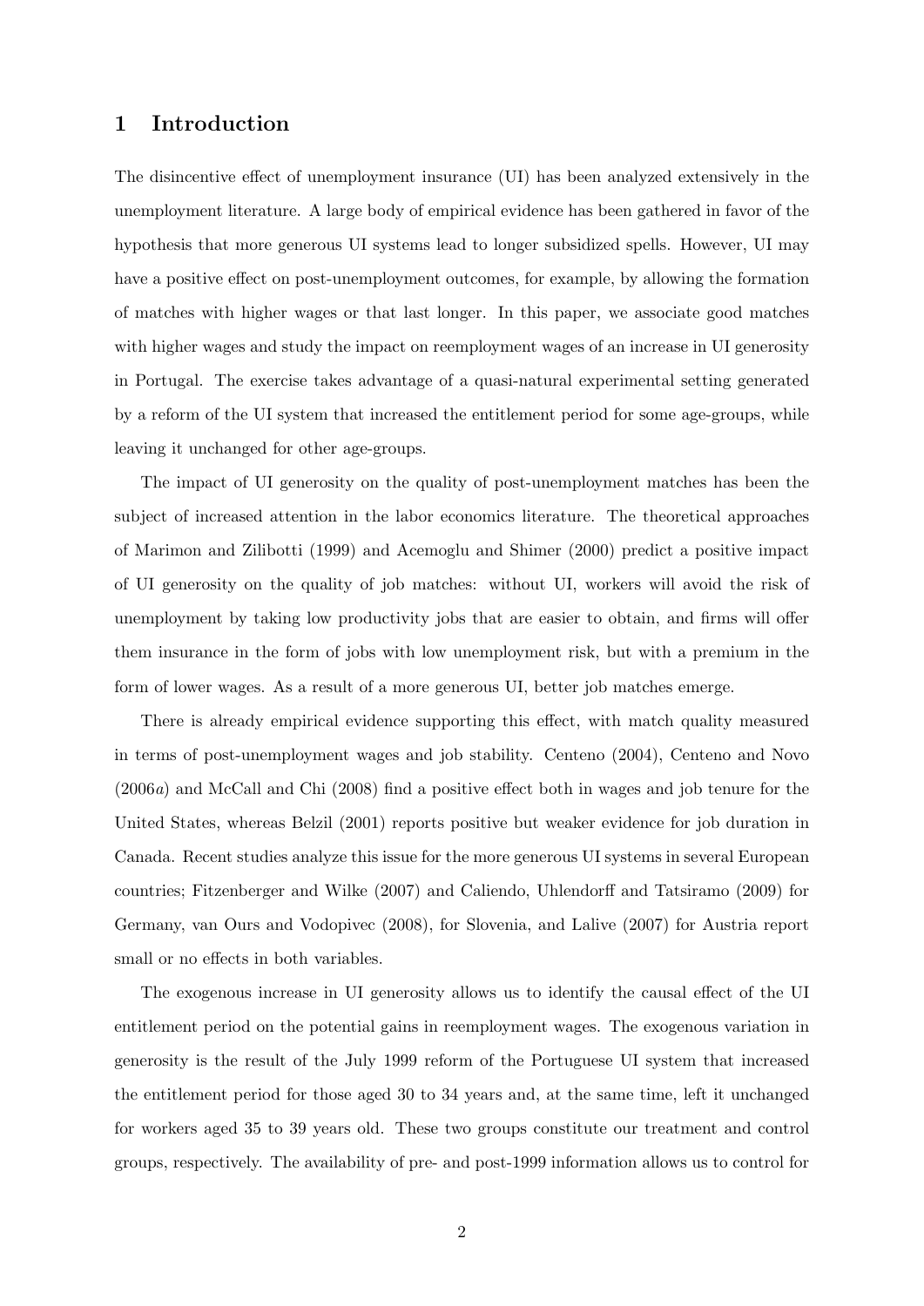# 1 Introduction

The disincentive effect of unemployment insurance (UI) has been analyzed extensively in the unemployment literature. A large body of empirical evidence has been gathered in favor of the hypothesis that more generous UI systems lead to longer subsidized spells. However, UI may have a positive effect on post-unemployment outcomes, for example, by allowing the formation of matches with higher wages or that last longer. In this paper, we associate good matches with higher wages and study the impact on reemployment wages of an increase in UI generosity in Portugal. The exercise takes advantage of a quasi-natural experimental setting generated by a reform of the UI system that increased the entitlement period for some age-groups, while leaving it unchanged for other age-groups.

The impact of UI generosity on the quality of post-unemployment matches has been the subject of increased attention in the labor economics literature. The theoretical approaches of Marimon and Zilibotti (1999) and Acemoglu and Shimer (2000) predict a positive impact of UI generosity on the quality of job matches: without UI, workers will avoid the risk of unemployment by taking low productivity jobs that are easier to obtain, and firms will offer them insurance in the form of jobs with low unemployment risk, but with a premium in the form of lower wages. As a result of a more generous UI, better job matches emerge.

There is already empirical evidence supporting this effect, with match quality measured in terms of post-unemployment wages and job stability. Centeno (2004), Centeno and Novo (2006*a*) and McCall and Chi (2008) find a positive effect both in wages and job tenure for the United States, whereas Belzil (2001) reports positive but weaker evidence for job duration in Canada. Recent studies analyze this issue for the more generous UI systems in several European countries; Fitzenberger and Wilke (2007) and Caliendo, Uhlendorff and Tatsiramo (2009) for Germany, van Ours and Vodopivec (2008), for Slovenia, and Lalive (2007) for Austria report small or no effects in both variables.

The exogenous increase in UI generosity allows us to identify the causal effect of the UI entitlement period on the potential gains in reemployment wages. The exogenous variation in generosity is the result of the July 1999 reform of the Portuguese UI system that increased the entitlement period for those aged 30 to 34 years and, at the same time, left it unchanged for workers aged 35 to 39 years old. These two groups constitute our treatment and control groups, respectively. The availability of pre- and post-1999 information allows us to control for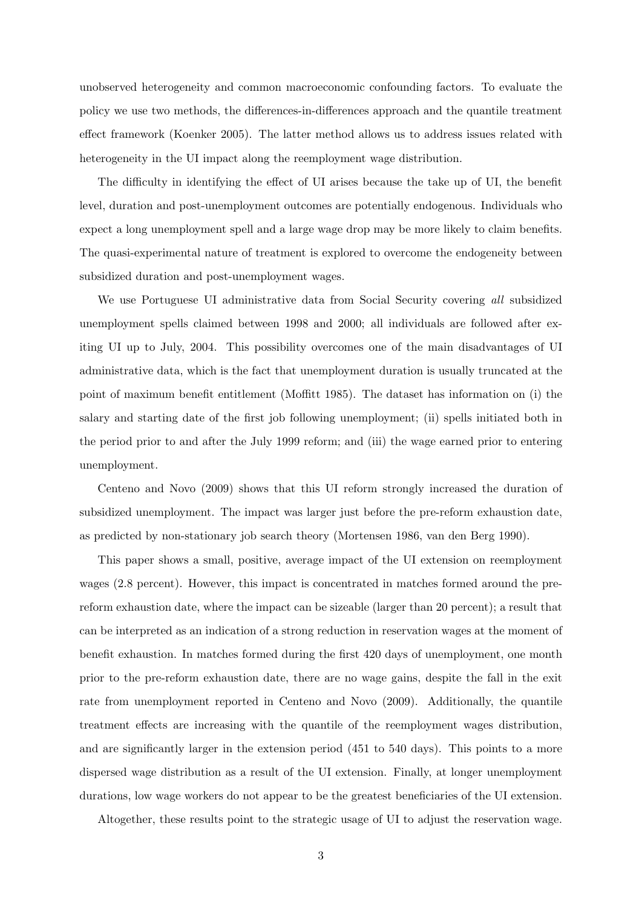unobserved heterogeneity and common macroeconomic confounding factors. To evaluate the policy we use two methods, the differences-in-differences approach and the quantile treatment effect framework (Koenker 2005). The latter method allows us to address issues related with heterogeneity in the UI impact along the reemployment wage distribution.

The difficulty in identifying the effect of UI arises because the take up of UI, the benefit level, duration and post-unemployment outcomes are potentially endogenous. Individuals who expect a long unemployment spell and a large wage drop may be more likely to claim benefits. The quasi-experimental nature of treatment is explored to overcome the endogeneity between subsidized duration and post-unemployment wages.

We use Portuguese UI administrative data from Social Security covering *all* subsidized unemployment spells claimed between 1998 and 2000; all individuals are followed after exiting UI up to July, 2004. This possibility overcomes one of the main disadvantages of UI administrative data, which is the fact that unemployment duration is usually truncated at the point of maximum benefit entitlement (Moffitt 1985). The dataset has information on (i) the salary and starting date of the first job following unemployment; (ii) spells initiated both in the period prior to and after the July 1999 reform; and (iii) the wage earned prior to entering unemployment.

Centeno and Novo (2009) shows that this UI reform strongly increased the duration of subsidized unemployment. The impact was larger just before the pre-reform exhaustion date, as predicted by non-stationary job search theory (Mortensen 1986, van den Berg 1990).

This paper shows a small, positive, average impact of the UI extension on reemployment wages (2.8 percent). However, this impact is concentrated in matches formed around the pre-reform exhaustion date, where the impact can be sizeable (larger than 20 percent); a result that can be interpreted as an indication of a strong reduction in reservation wages at the moment of benefit exhaustion. In matches formed during the first 420 days of unemployment, one month prior to the pre-reform exhaustion date, there are no wage gains, despite the fall in the exit rate from unemployment reported in Centeno and Novo (2009). Additionally, the quantile treatment effects are increasing with the quantile of the reemployment wages distribution, and are significantly larger in the extension period (451 to 540 days). This points to a more dispersed wage distribution as a result of the UI extension. Finally, at longer unemployment durations, low wage workers do not appear to be the greatest beneficiaries of the UI extension.

Altogether, these results point to the strategic usage of UI to adjust the reservation wage.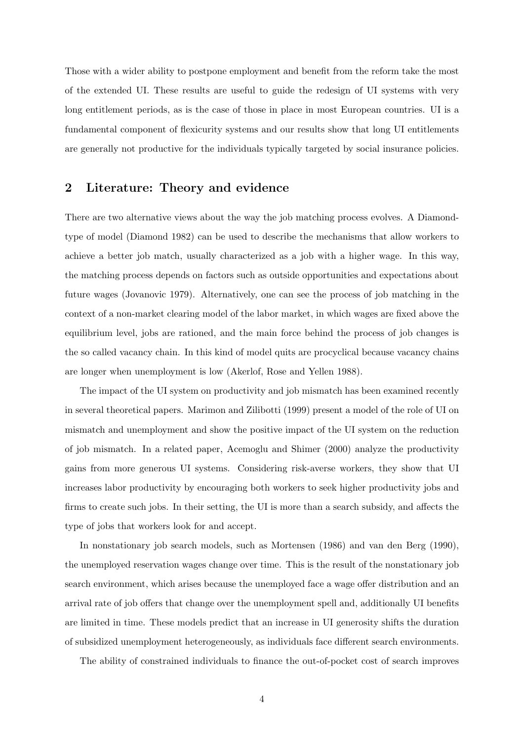Those with a wider ability to postpone employment and benefit from the reform take the most of the extended UI. These results are useful to guide the redesign of UI systems with very long entitlement periods, as is the case of those in place in most European countries. UI is a fundamental component of flexicurity systems and our results show that long UI entitlements are generally not productive for the individuals typically targeted by social insurance policies.

## 2 Literature: Theory and evidence

There are two alternative views about the way the job matching process evolves. A Diamond-type of model (Diamond 1982) can be used to describe the mechanisms that allow workers to achieve a better job match, usually characterized as a job with a higher wage. In this way, the matching process depends on factors such as outside opportunities and expectations about future wages (Jovanovic 1979). Alternatively, one can see the process of job matching in the context of a non-market clearing model of the labor market, in which wages are fixed above the equilibrium level, jobs are rationed, and the main force behind the process of job changes is the so called vacancy chain. In this kind of model quits are procyclical because vacancy chains are longer when unemployment is low (Akerlof, Rose and Yellen 1988).

The impact of the UI system on productivity and job mismatch has been examined recently in several theoretical papers. Marimon and Zilibotti (1999) present a model of the role of UI on mismatch and unemployment and show the positive impact of the UI system on the reduction of job mismatch. In a related paper, Acemoglu and Shimer (2000) analyze the productivity gains from more generous UI systems. Considering risk-averse workers, they show that UI increases labor productivity by encouraging both workers to seek higher productivity jobs and firms to create such jobs. In their setting, the UI is more than a search subsidy, and affects the type of jobs that workers look for and accept.

In nonstationary job search models, such as Mortensen (1986) and van den Berg (1990), the unemployed reservation wages change over time. This is the result of the nonstationary job search environment, which arises because the unemployed face a wage offer distribution and an arrival rate of job offers that change over the unemployment spell and, additionally UI benefits are limited in time. These models predict that an increase in UI generosity shifts the duration of subsidized unemployment heterogeneously, as individuals face different search environments.

The ability of constrained individuals to finance the out-of-pocket cost of search improves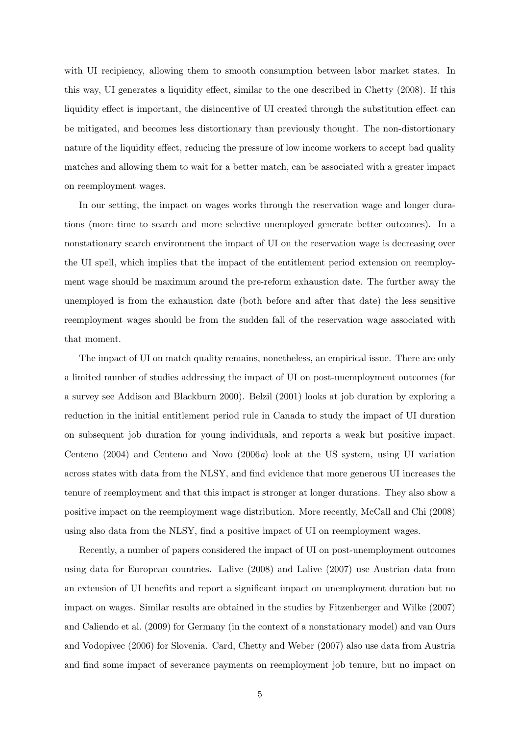with UI recipiency, allowing them to smooth consumption between labor market states. In this way, UI generates a liquidity effect, similar to the one described in Chetty (2008). If this liquidity effect is important, the disincentive of UI created through the substitution effect can be mitigated, and becomes less distortionary than previously thought. The non-distortionary nature of the liquidity effect, reducing the pressure of low income workers to accept bad quality matches and allowing them to wait for a better match, can be associated with a greater impact on reemployment wages.

In our setting, the impact on wages works through the reservation wage and longer durations (more time to search and more selective unemployed generate better outcomes). In a nonstationary search environment the impact of UI on the reservation wage is decreasing over the UI spell, which implies that the impact of the entitlement period extension on reemployment wage should be maximum around the pre-reform exhaustion date. The further away the unemployed is from the exhaustion date (both before and after that date) the less sensitive reemployment wages should be from the sudden fall of the reservation wage associated with that moment.

The impact of UI on match quality remains, nonetheless, an empirical issue. There are only a limited number of studies addressing the impact of UI on post-unemployment outcomes (for a survey see Addison and Blackburn 2000). Belzil (2001) looks at job duration by exploring a reduction in the initial entitlement period rule in Canada to study the impact of UI duration on subsequent job duration for young individuals, and reports a weak but positive impact. Centeno (2004) and Centeno and Novo (2006*a*) look at the US system, using UI variation across states with data from the NLSY, and find evidence that more generous UI increases the tenure of reemployment and that this impact is stronger at longer durations. They also show a positive impact on the reemployment wage distribution. More recently, McCall and Chi (2008) using also data from the NLSY, find a positive impact of UI on reemployment wages.

Recently, a number of papers considered the impact of UI on post-unemployment outcomes using data for European countries. Lalive (2008) and Lalive (2007) use Austrian data from an extension of UI benefits and report a significant impact on unemployment duration but no impact on wages. Similar results are obtained in the studies by Fitzenberger and Wilke (2007) and Caliendo et al. (2009) for Germany (in the context of a nonstationary model) and van Ours and Vodopivec (2006) for Slovenia. Card, Chetty and Weber (2007) also use data from Austria and find some impact of severance payments on reemployment job tenure, but no impact on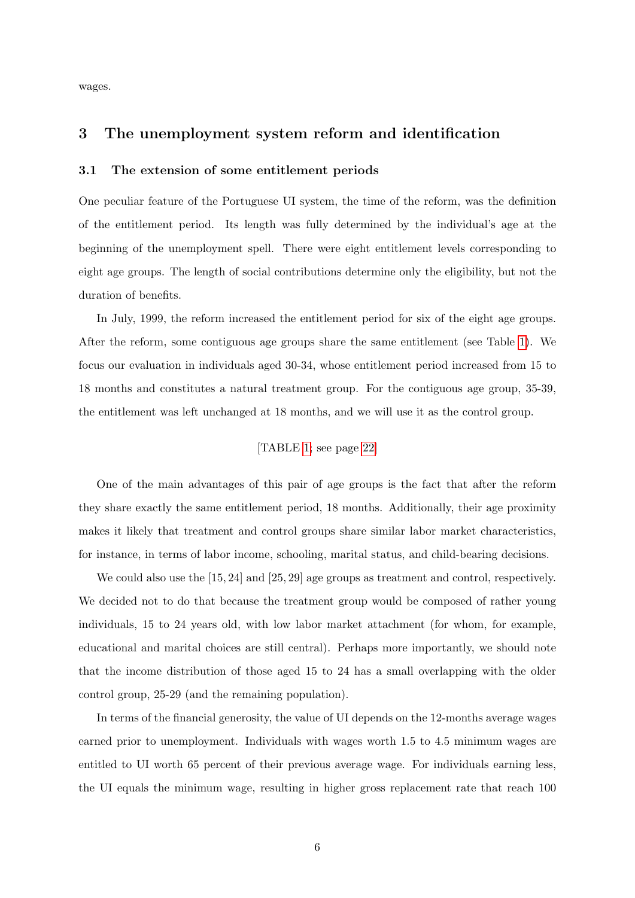wages.

## 3 The unemployment system reform and identification

### 3.1 The extension of some entitlement periods

One peculiar feature of the Portuguese UI system, the time of the reform, was the definition of the entitlement period. Its length was fully determined by the individual's age at the beginning of the unemployment spell. There were eight entitlement levels corresponding to eight age groups. The length of social contributions determine only the eligibility, but not the duration of benefits.

In July, 1999, the reform increased the entitlement period for six of the eight age groups. After the reform, some contiguous age groups share the same entitlement (see Table 1). We focus our evaluation in individuals aged 30-34, whose entitlement period increased from 15 to 18 months and constitutes a natural treatment group. For the contiguous age group, 35-39, the entitlement was left unchanged at 18 months, and we will use it as the control group.

[TABLE 1; see page 22]

One of the main advantages of this pair of age groups is the fact that after the reform they share exactly the same entitlement period, 18 months. Additionally, their age proximity makes it likely that treatment and control groups share similar labor market characteristics, for instance, in terms of labor income, schooling, marital status, and child-bearing decisions.

We could also use the $[15, 24]$ and $[25, 29]$ age groups as treatment and control, respectively. We decided not to do that because the treatment group would be composed of rather young individuals, 15 to 24 years old, with low labor market attachment (for whom, for example, educational and marital choices are still central). Perhaps more importantly, we should note that the income distribution of those aged 15 to 24 has a small overlapping with the older control group, 25-29 (and the remaining population).

In terms of the financial generosity, the value of UI depends on the 12-months average wages earned prior to unemployment. Individuals with wages worth 1.5 to 4.5 minimum wages are entitled to UI worth 65 percent of their previous average wage. For individuals earning less, the UI equals the minimum wage, resulting in higher gross replacement rate that reach 100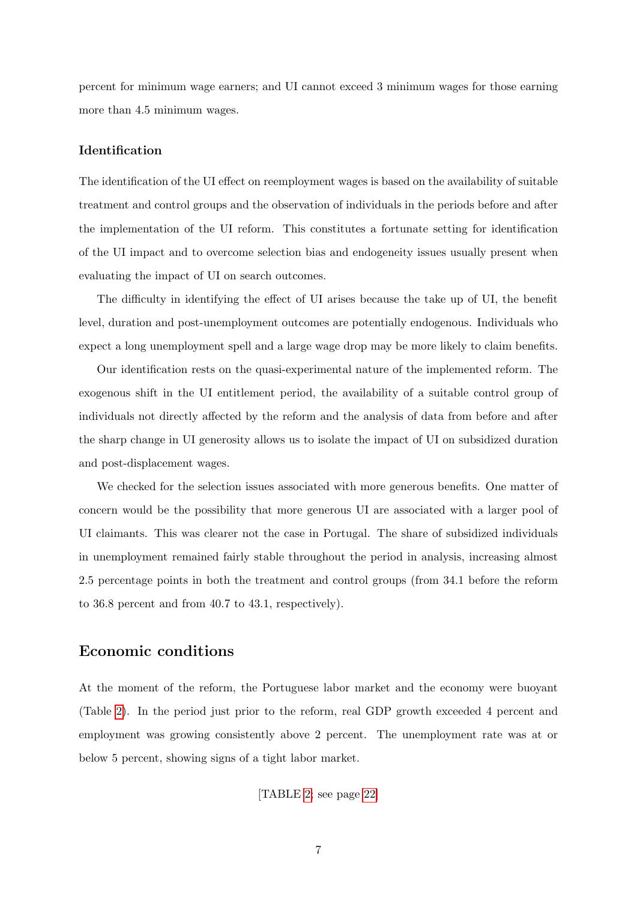percent for minimum wage earners; and UI cannot exceed 3 minimum wages for those earning more than 4.5 minimum wages.

### Identification

The identification of the UI effect on reemployment wages is based on the availability of suitable treatment and control groups and the observation of individuals in the periods before and after the implementation of the UI reform. This constitutes a fortunate setting for identification of the UI impact and to overcome selection bias and endogeneity issues usually present when evaluating the impact of UI on search outcomes.

The difficulty in identifying the effect of UI arises because the take up of UI, the benefit level, duration and post-unemployment outcomes are potentially endogenous. Individuals who expect a long unemployment spell and a large wage drop may be more likely to claim benefits.

Our identification rests on the quasi-experimental nature of the implemented reform. The exogenous shift in the UI entitlement period, the availability of a suitable control group of individuals not directly affected by the reform and the analysis of data from before and after the sharp change in UI generosity allows us to isolate the impact of UI on subsidized duration and post-displacement wages.

We checked for the selection issues associated with more generous benefits. One matter of concern would be the possibility that more generous UI are associated with a larger pool of UI claimants. This was clearer not the case in Portugal. The share of subsidized individuals in unemployment remained fairly stable throughout the period in analysis, increasing almost 2.5 percentage points in both the treatment and control groups (from 34.1 before the reform to 36.8 percent and from 40.7 to 43.1, respectively).

## Economic conditions

At the moment of the reform, the Portuguese labor market and the economy were buoyant (Table 2). In the period just prior to the reform, real GDP growth exceeded 4 percent and employment was growing consistently above 2 percent. The unemployment rate was at or below 5 percent, showing signs of a tight labor market.

[TABLE 2; see page 22]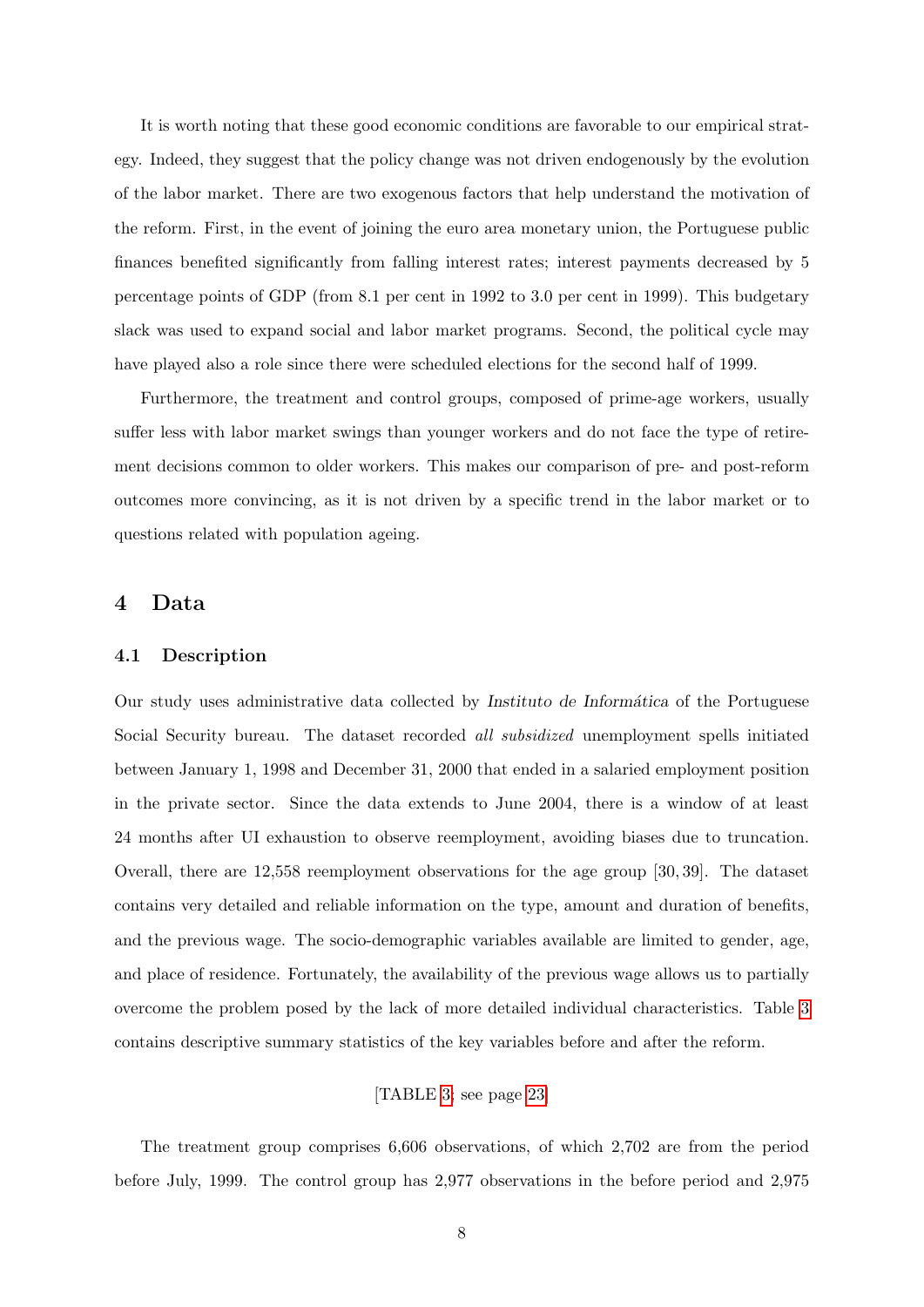It is worth noting that these good economic conditions are favorable to our empirical strategy. Indeed, they suggest that the policy change was not driven endogenously by the evolution of the labor market. There are two exogenous factors that help understand the motivation of the reform. First, in the event of joining the euro area monetary union, the Portuguese public finances benefited significantly from falling interest rates; interest payments decreased by 5 percentage points of GDP (from 8.1 per cent in 1992 to 3.0 per cent in 1999). This budgetary slack was used to expand social and labor market programs. Second, the political cycle may have played also a role since there were scheduled elections for the second half of 1999.

Furthermore, the treatment and control groups, composed of prime-age workers, usually suffer less with labor market swings than younger workers and do not face the type of retirement decisions common to older workers. This makes our comparison of pre- and post-reform outcomes more convincing, as it is not driven by a specific trend in the labor market or to questions related with population ageing.

# 4 Data

## 4.1 Description

Our study uses administrative data collected by *Instituto de Informática* of the Portuguese Social Security bureau. The dataset recorded *all subsidized* unemployment spells initiated between January 1, 1998 and December 31, 2000 that ended in a salaried employment position in the private sector. Since the data extends to June 2004, there is a window of at least 24 months after UI exhaustion to observe reemployment, avoiding biases due to truncation. Overall, there are 12,558 reemployment observations for the age group $[30, 39]$. The dataset contains very detailed and reliable information on the type, amount and duration of benefits, and the previous wage. The socio-demographic variables available are limited to gender, age, and place of residence. Fortunately, the availability of the previous wage allows us to partially overcome the problem posed by the lack of more detailed individual characteristics. Table 3 contains descriptive summary statistics of the key variables before and after the reform.

[TABLE 3; see page 23]

The treatment group comprises 6,606 observations, of which 2,702 are from the period before July, 1999. The control group has 2,977 observations in the before period and 2,975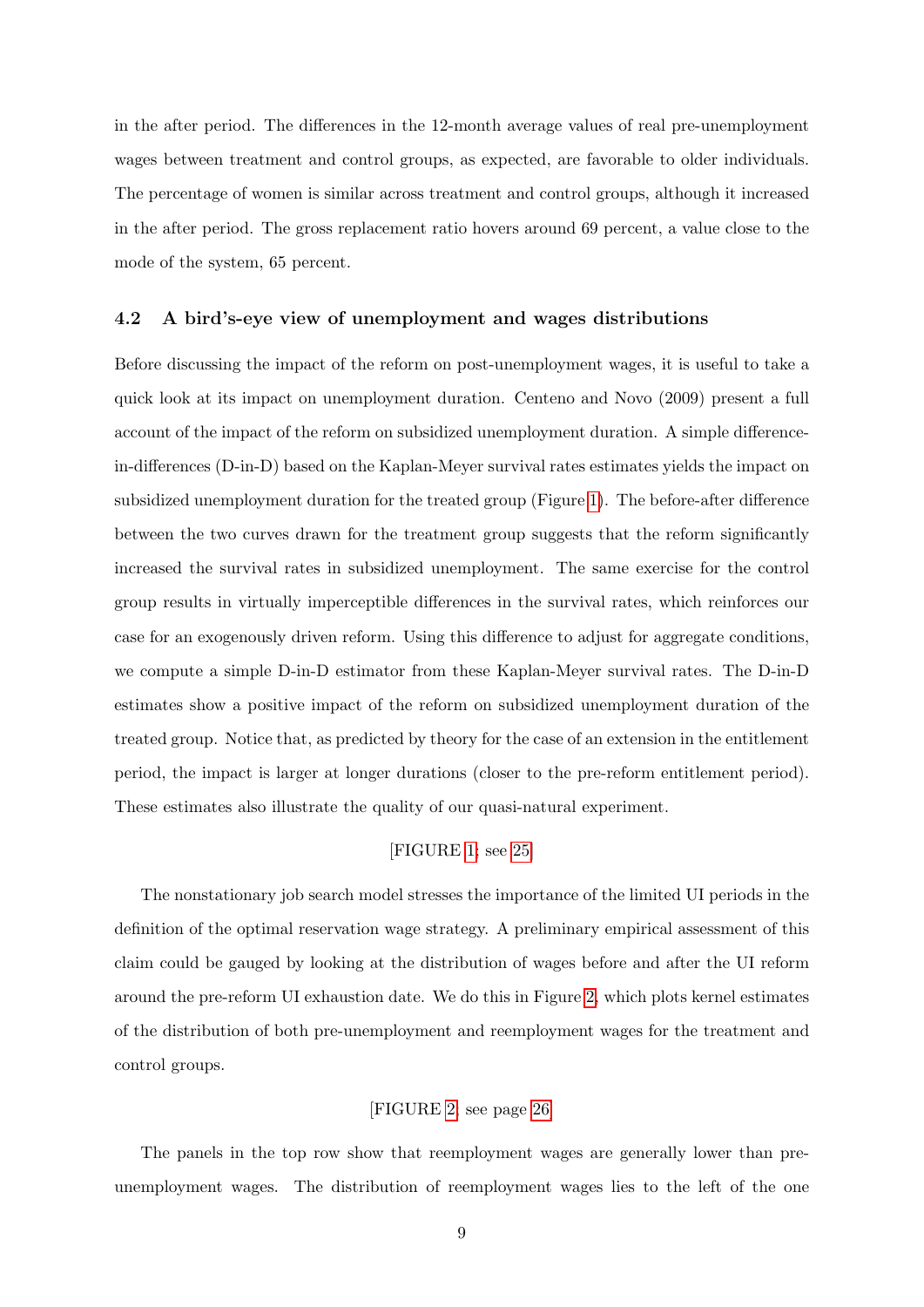in the after period. The differences in the 12-month average values of real pre-unemployment wages between treatment and control groups, as expected, are favorable to older individuals. The percentage of women is similar across treatment and control groups, although it increased in the after period. The gross replacement ratio hovers around 69 percent, a value close to the mode of the system, 65 percent.

### 4.2 A bird's-eye view of unemployment and wages distributions

Before discussing the impact of the reform on post-unemployment wages, it is useful to take a quick look at its impact on unemployment duration. Centeno and Novo (2009) present a full account of the impact of the reform on subsidized unemployment duration. A simple difference-in-differences (D-in-D) based on the Kaplan-Meyer survival rates estimates yields the impact on subsidized unemployment duration for the treated group (Figure 1). The before-after difference between the two curves drawn for the treatment group suggests that the reform significantly increased the survival rates in subsidized unemployment. The same exercise for the control group results in virtually imperceptible differences in the survival rates, which reinforces our case for an exogenously driven reform. Using this difference to adjust for aggregate conditions, we compute a simple D-in-D estimator from these Kaplan-Meyer survival rates. The D-in-D estimates show a positive impact of the reform on subsidized unemployment duration of the treated group. Notice that, as predicted by theory for the case of an extension in the entitlement period, the impact is larger at longer durations (closer to the pre-reform entitlement period). These estimates also illustrate the quality of our quasi-natural experiment.

[FIGURE 1: see 25]

The nonstationary job search model stresses the importance of the limited UI periods in the definition of the optimal reservation wage strategy. A preliminary empirical assessment of this claim could be gauged by looking at the distribution of wages before and after the UI reform around the pre-reform UI exhaustion date. We do this in Figure 2, which plots kernel estimates of the distribution of both pre-unemployment and reemployment wages for the treatment and control groups.

[FIGURE 2: see page 26]

The panels in the top row show that reemployment wages are generally lower than pre-unemployment wages. The distribution of reemployment wages lies to the left of the one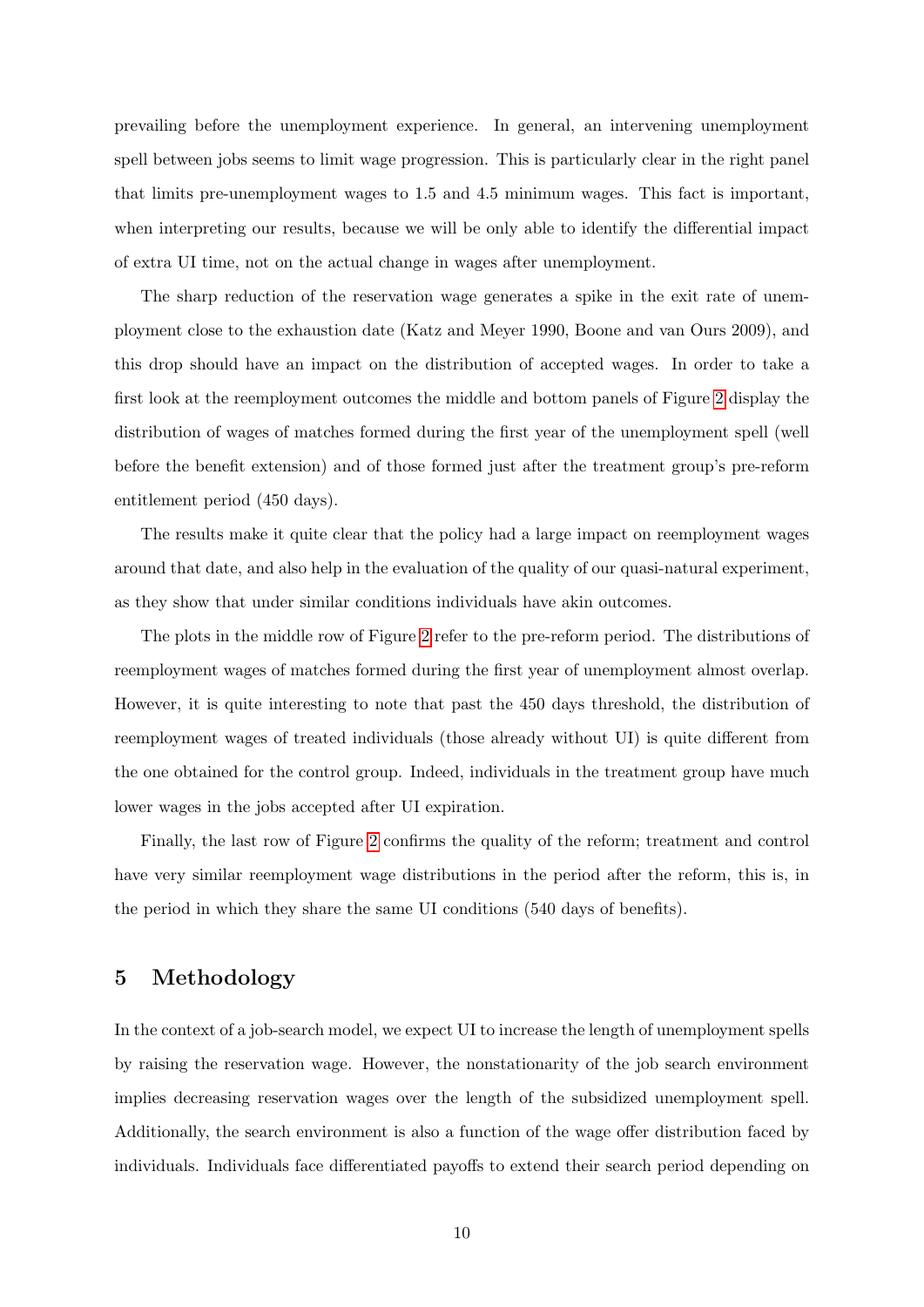prevailing before the unemployment experience. In general, an intervening unemployment spell between jobs seems to limit wage progression. This is particularly clear in the right panel that limits pre-unemployment wages to 1.5 and 4.5 minimum wages. This fact is important, when interpreting our results, because we will be only able to identify the differential impact of extra UI time, not on the actual change in wages after unemployment.

The sharp reduction of the reservation wage generates a spike in the exit rate of unemployment close to the exhaustion date (Katz and Meyer 1990, Boone and van Ours 2009), and this drop should have an impact on the distribution of accepted wages. In order to take a first look at the reemployment outcomes the middle and bottom panels of Figure 2 display the distribution of wages of matches formed during the first year of the unemployment spell (well before the benefit extension) and of those formed just after the treatment group's pre-reform entitlement period (450 days).

The results make it quite clear that the policy had a large impact on reemployment wages around that date, and also help in the evaluation of the quality of our quasi-natural experiment, as they show that under similar conditions individuals have akin outcomes.

The plots in the middle row of Figure 2 refer to the pre-reform period. The distributions of reemployment wages of matches formed during the first year of unemployment almost overlap. However, it is quite interesting to note that past the 450 days threshold, the distribution of reemployment wages of treated individuals (those already without UI) is quite different from the one obtained for the control group. Indeed, individuals in the treatment group have much lower wages in the jobs accepted after UI expiration.

Finally, the last row of Figure 2 confirms the quality of the reform; treatment and control have very similar reemployment wage distributions in the period after the reform, this is, in the period in which they share the same UI conditions (540 days of benefits).

## 5 Methodology

In the context of a job-search model, we expect UI to increase the length of unemployment spells by raising the reservation wage. However, the nonstationarity of the job search environment implies decreasing reservation wages over the length of the subsidized unemployment spell. Additionally, the search environment is also a function of the wage offer distribution faced by individuals. Individuals face differentiated payoffs to extend their search period depending on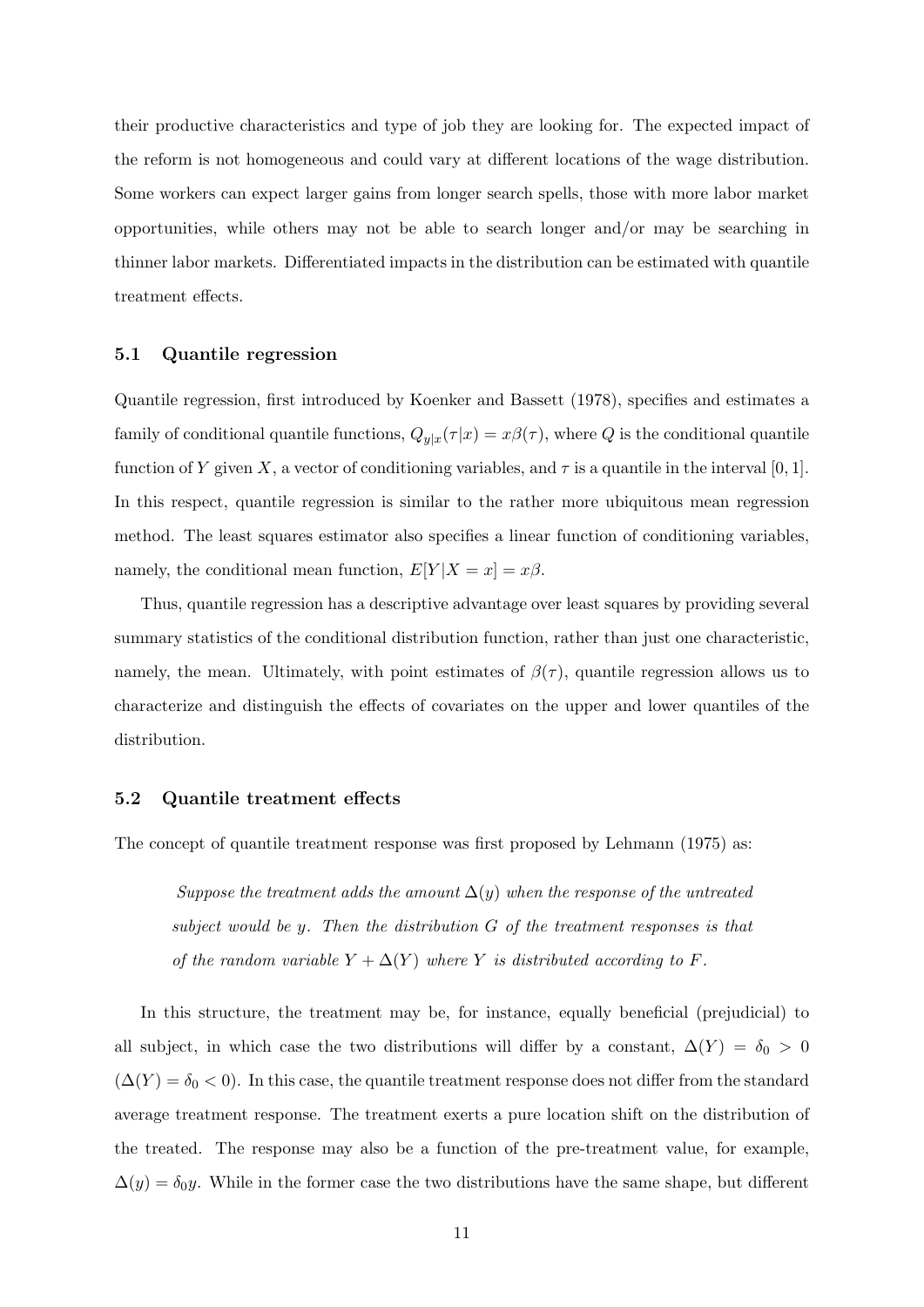their productive characteristics and type of job they are looking for. The expected impact of the reform is not homogeneous and could vary at different locations of the wage distribution. Some workers can expect larger gains from longer search spells, those with more labor market opportunities, while others may not be able to search longer and/or may be searching in thinner labor markets. Differentiated impacts in the distribution can be estimated with quantile treatment effects.

### 5.1 Quantile regression

Quantile regression, first introduced by Koenker and Bassett (1978), specifies and estimates a family of conditional quantile functions, $Q_{y|x}(\tau|x) = x\beta(\tau)$, where $Q$ is the conditional quantile function of $Y$ given $X$, a vector of conditioning variables, and $\tau$ is a quantile in the interval $[0, 1]$. In this respect, quantile regression is similar to the rather more ubiquitous mean regression method. The least squares estimator also specifies a linear function of conditioning variables, namely, the conditional mean function, $E[Y|X = x] = x\beta$.

Thus, quantile regression has a descriptive advantage over least squares by providing several summary statistics of the conditional distribution function, rather than just one characteristic, namely, the mean. Ultimately, with point estimates of $\beta(\tau)$, quantile regression allows us to characterize and distinguish the effects of covariates on the upper and lower quantiles of the distribution.

### 5.2 Quantile treatment effects

The concept of quantile treatment response was first proposed by Lehmann (1975) as:

> *Suppose the treatment adds the amount $\Delta(y)$ when the response of the untreated subject would be $y$. Then the distribution $G$ of the treatment responses is that of the random variable $Y + \Delta(Y)$ where $Y$ is distributed according to $F$.*

In this structure, the treatment may be, for instance, equally beneficial (prejudicial) to all subject, in which case the two distributions will differ by a constant, $\Delta(Y) = \delta_0 > 0$ ($\Delta(Y) = \delta_0 < 0$). In this case, the quantile treatment response does not differ from the standard average treatment response. The treatment exerts a pure location shift on the distribution of the treated. The response may also be a function of the pre-treatment value, for example, $\Delta(y) = \delta_0 y$. While in the former case the two distributions have the same shape, but different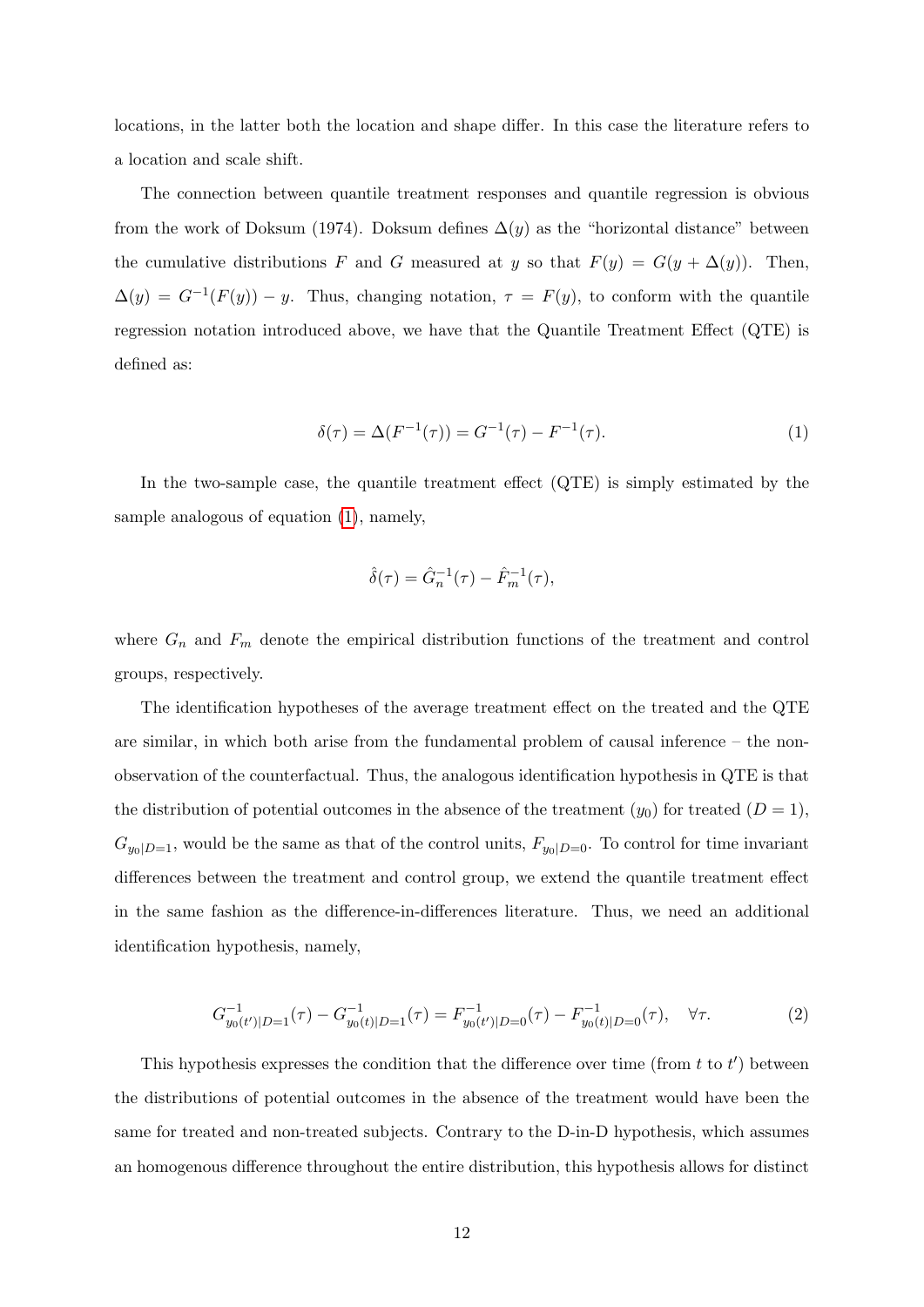locations, in the latter both the location and shape differ. In this case the literature refers to a location and scale shift.

The connection between quantile treatment responses and quantile regression is obvious from the work of Doksum (1974). Doksum defines $\Delta(y)$ as the "horizontal distance" between the cumulative distributions $F$ and $G$ measured at $y$ so that $F(y) = G(y + \Delta(y))$. Then, $\Delta(y) = G^{-1}(F(y)) - y$. Thus, changing notation, $\tau = F(y)$, to conform with the quantile regression notation introduced above, we have that the Quantile Treatment Effect (QTE) is defined as:

$$\delta(\tau) = \Delta(F^{-1}(\tau)) = G^{-1}(\tau) - F^{-1}(\tau). \tag{1}$$

In the two-sample case, the quantile treatment effect (QTE) is simply estimated by the sample analogous of equation (1), namely,

$$\hat{\delta}(\tau) = \hat{G}_n^{-1}(\tau) - \hat{F}_m^{-1}(\tau),$$

where $G_n$ and $F_m$ denote the empirical distribution functions of the treatment and control groups, respectively.

The identification hypotheses of the average treatment effect on the treated and the QTE are similar, in which both arise from the fundamental problem of causal inference – the non-observation of the counterfactual. Thus, the analogous identification hypothesis in QTE is that the distribution of potential outcomes in the absence of the treatment ($y_0$) for treated ($D = 1$), $G_{y_0|D=1}$, would be the same as that of the control units, $F_{y_0|D=0}$. To control for time invariant differences between the treatment and control group, we extend the quantile treatment effect in the same fashion as the difference-in-differences literature. Thus, we need an additional identification hypothesis, namely,

$$G^{-1}_{y_0(t')|D=1}(\tau) - G^{-1}_{y_0(t)|D=1}(\tau) = F^{-1}_{y_0(t')|D=0}(\tau) - F^{-1}_{y_0(t)|D=0}(\tau), \quad \forall \tau. \tag{2}$$

This hypothesis expresses the condition that the difference over time (from $t$ to $t'$) between the distributions of potential outcomes in the absence of the treatment would have been the same for treated and non-treated subjects. Contrary to the D-in-D hypothesis, which assumes an homogenous difference throughout the entire distribution, this hypothesis allows for distinct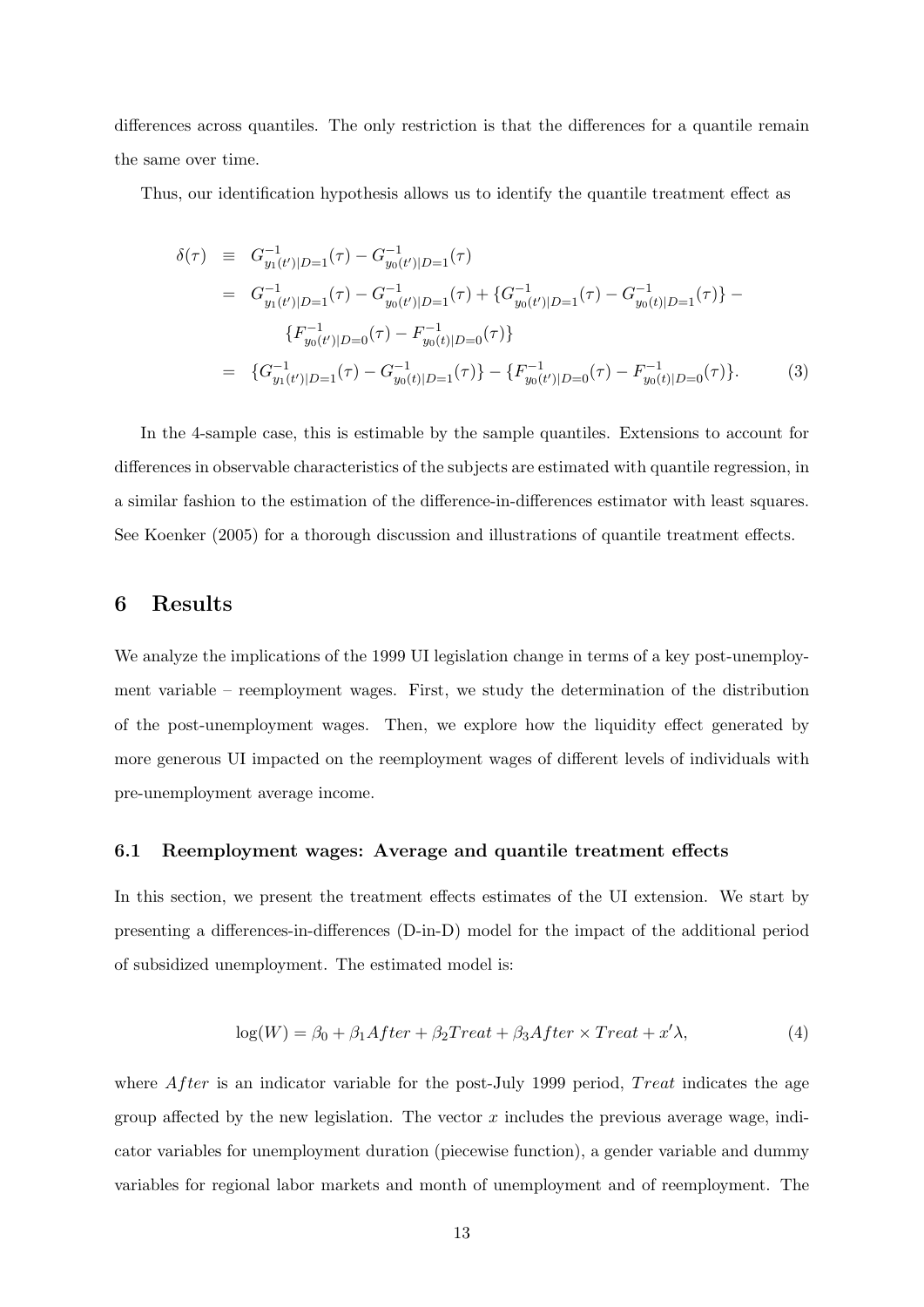differences across quantiles. The only restriction is that the differences for a quantile remain the same over time.

Thus, our identification hypothesis allows us to identify the quantile treatment effect as

$$
\begin{aligned}
\delta(\tau) &\equiv G^{-1}_{y_1(t')|D=1}(\tau) - G^{-1}_{y_0(t')|D=1}(\tau) \\
&= G^{-1}_{y_1(t')|D=1}(\tau) - G^{-1}_{y_0(t')|D=1}(\tau) + \{G^{-1}_{y_0(t')|D=1}(\tau) - G^{-1}_{y_0(t)|D=1}(\tau)\} - \\
&\qquad \{F^{-1}_{y_0(t')|D=0}(\tau) - F^{-1}_{y_0(t)|D=0}(\tau)\} \\
&= \{G^{-1}_{y_1(t')|D=1}(\tau) - G^{-1}_{y_0(t)|D=1}(\tau)\} - \{F^{-1}_{y_0(t')|D=0}(\tau) - F^{-1}_{y_0(t)|D=0}(\tau)\}. \qquad (3)
\end{aligned}
$$

In the 4-sample case, this is estimable by the sample quantiles. Extensions to account for differences in observable characteristics of the subjects are estimated with quantile regression, in a similar fashion to the estimation of the difference-in-differences estimator with least squares. See Koenker (2005) for a thorough discussion and illustrations of quantile treatment effects.

## 6 Results

We analyze the implications of the 1999 UI legislation change in terms of a key post-unemployment variable – reemployment wages. First, we study the determination of the distribution of the post-unemployment wages. Then, we explore how the liquidity effect generated by more generous UI impacted on the reemployment wages of different levels of individuals with pre-unemployment average income.

### 6.1 Reemployment wages: Average and quantile treatment effects

In this section, we present the treatment effects estimates of the UI extension. We start by presenting a differences-in-differences (D-in-D) model for the impact of the additional period of subsidized unemployment. The estimated model is:

$$
\log(W) = \beta_0 + \beta_1 After + \beta_2 Treat + \beta_3 After \times Treat + x'\lambda, \qquad (4)
$$

where $After$ is an indicator variable for the post-July 1999 period, $Treat$ indicates the age group affected by the new legislation. The vector $x$ includes the previous average wage, indicator variables for unemployment duration (piecewise function), a gender variable and dummy variables for regional labor markets and month of unemployment and of reemployment. The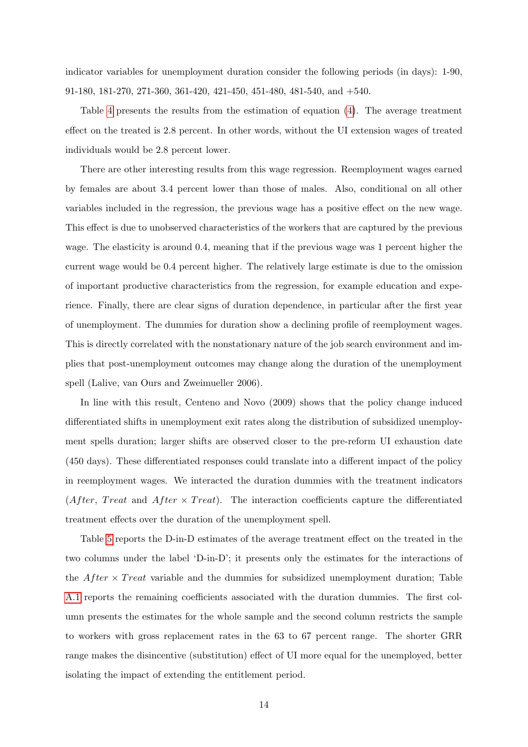indicator variables for unemployment duration consider the following periods (in days): 1-90, 91-180, 181-270, 271-360, 361-420, 421-450, 451-480, 481-540, and +540.

Table 4 presents the results from the estimation of equation (4). The average treatment effect on the treated is 2.8 percent. In other words, without the UI extension wages of treated individuals would be 2.8 percent lower.

There are other interesting results from this wage regression. Reemployment wages earned by females are about 3.4 percent lower than those of males. Also, conditional on all other variables included in the regression, the previous wage has a positive effect on the new wage. This effect is due to unobserved characteristics of the workers that are captured by the previous wage. The elasticity is around 0.4, meaning that if the previous wage was 1 percent higher the current wage would be 0.4 percent higher. The relatively large estimate is due to the omission of important productive characteristics from the regression, for example education and experience. Finally, there are clear signs of duration dependence, in particular after the first year of unemployment. The dummies for duration show a declining profile of reemployment wages. This is directly correlated with the nonstationary nature of the job search environment and implies that post-unemployment outcomes may change along the duration of the unemployment spell (Lalive, van Ours and Zweimueller 2006).

In line with this result, Centeno and Novo (2009) shows that the policy change induced differentiated shifts in unemployment exit rates along the distribution of subsidized unemployment spells duration; larger shifts are observed closer to the pre-reform UI exhaustion date (450 days). These differentiated responses could translate into a different impact of the policy in reemployment wages. We interacted the duration dummies with the treatment indicators ($After$, $Treat$ and $After \times Treat$). The interaction coefficients capture the differentiated treatment effects over the duration of the unemployment spell.

Table 5 reports the D-in-D estimates of the average treatment effect on the treated in the two columns under the label 'D-in-D'; it presents only the estimates for the interactions of the $After \times Treat$ variable and the dummies for subsidized unemployment duration; Table A.1 reports the remaining coefficients associated with the duration dummies. The first column presents the estimates for the whole sample and the second column restricts the sample to workers with gross replacement rates in the 63 to 67 percent range. The shorter GRR range makes the disincentive (substitution) effect of UI more equal for the unemployed, better isolating the impact of extending the entitlement period.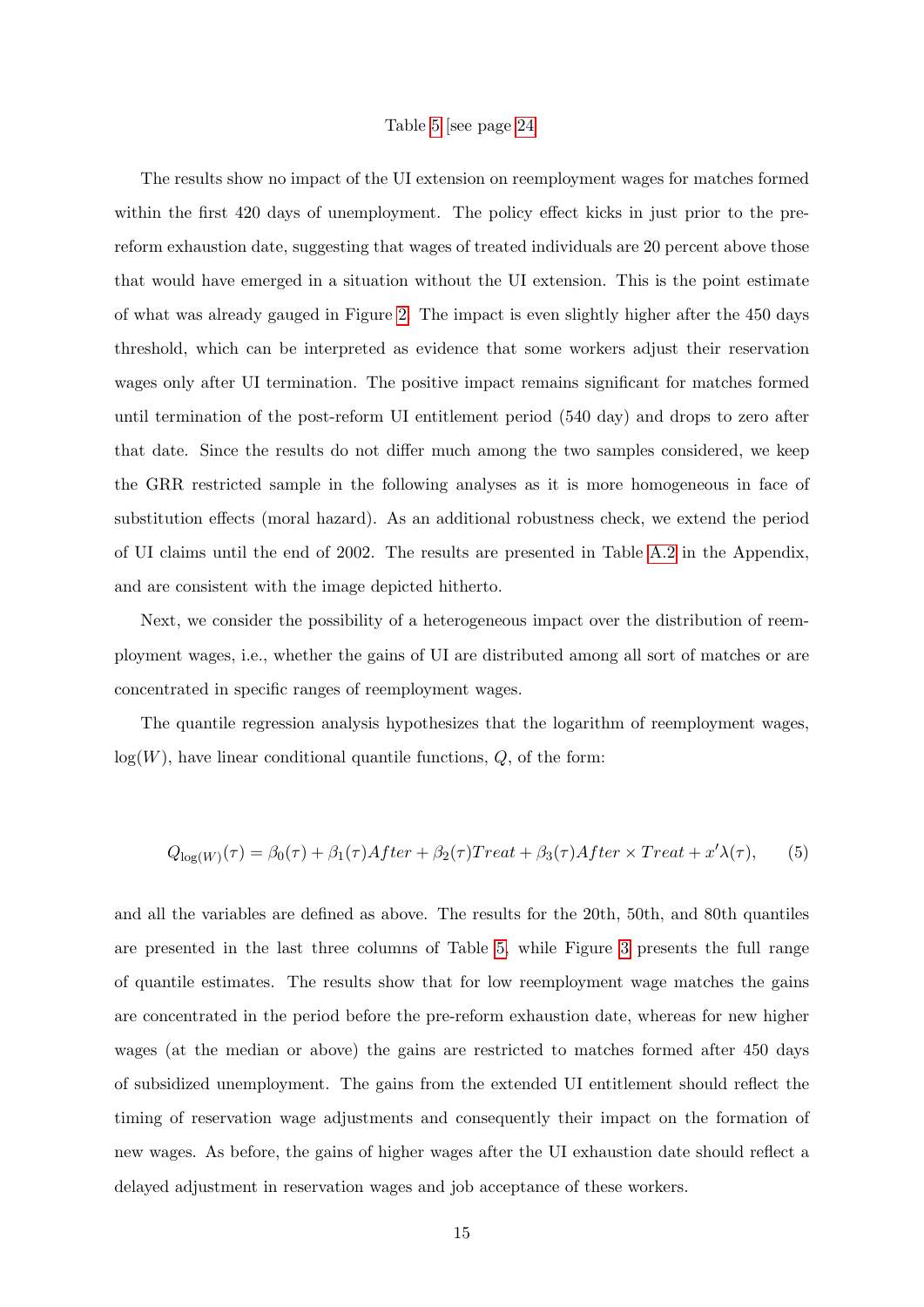Table 5 [see page 24]

The results show no impact of the UI extension on reemployment wages for matches formed within the first 420 days of unemployment. The policy effect kicks in just prior to the pre-reform exhaustion date, suggesting that wages of treated individuals are 20 percent above those that would have emerged in a situation without the UI extension. This is the point estimate of what was already gauged in Figure 2. The impact is even slightly higher after the 450 days threshold, which can be interpreted as evidence that some workers adjust their reservation wages only after UI termination. The positive impact remains significant for matches formed until termination of the post-reform UI entitlement period (540 day) and drops to zero after that date. Since the results do not differ much among the two samples considered, we keep the GRR restricted sample in the following analyses as it is more homogeneous in face of substitution effects (moral hazard). As an additional robustness check, we extend the period of UI claims until the end of 2002. The results are presented in Table A.2 in the Appendix, and are consistent with the image depicted hitherto.

Next, we consider the possibility of a heterogeneous impact over the distribution of reemployment wages, i.e., whether the gains of UI are distributed among all sort of matches or are concentrated in specific ranges of reemployment wages.

The quantile regression analysis hypothesizes that the logarithm of reemployment wages, $\log(W)$, have linear conditional quantile functions, $Q$, of the form:

$$Q_{\log(W)}(\tau) = \beta_0(\tau) + \beta_1(\tau)After + \beta_2(\tau)Treat + \beta_3(\tau)After \times Treat + x'\lambda(\tau), \qquad (5)$$

and all the variables are defined as above. The results for the 20th, 50th, and 80th quantiles are presented in the last three columns of Table 5, while Figure 3 presents the full range of quantile estimates. The results show that for low reemployment wage matches the gains are concentrated in the period before the pre-reform exhaustion date, whereas for new higher wages (at the median or above) the gains are restricted to matches formed after 450 days of subsidized unemployment. The gains from the extended UI entitlement should reflect the timing of reservation wage adjustments and consequently their impact on the formation of new wages. As before, the gains of higher wages after the UI exhaustion date should reflect a delayed adjustment in reservation wages and job acceptance of these workers.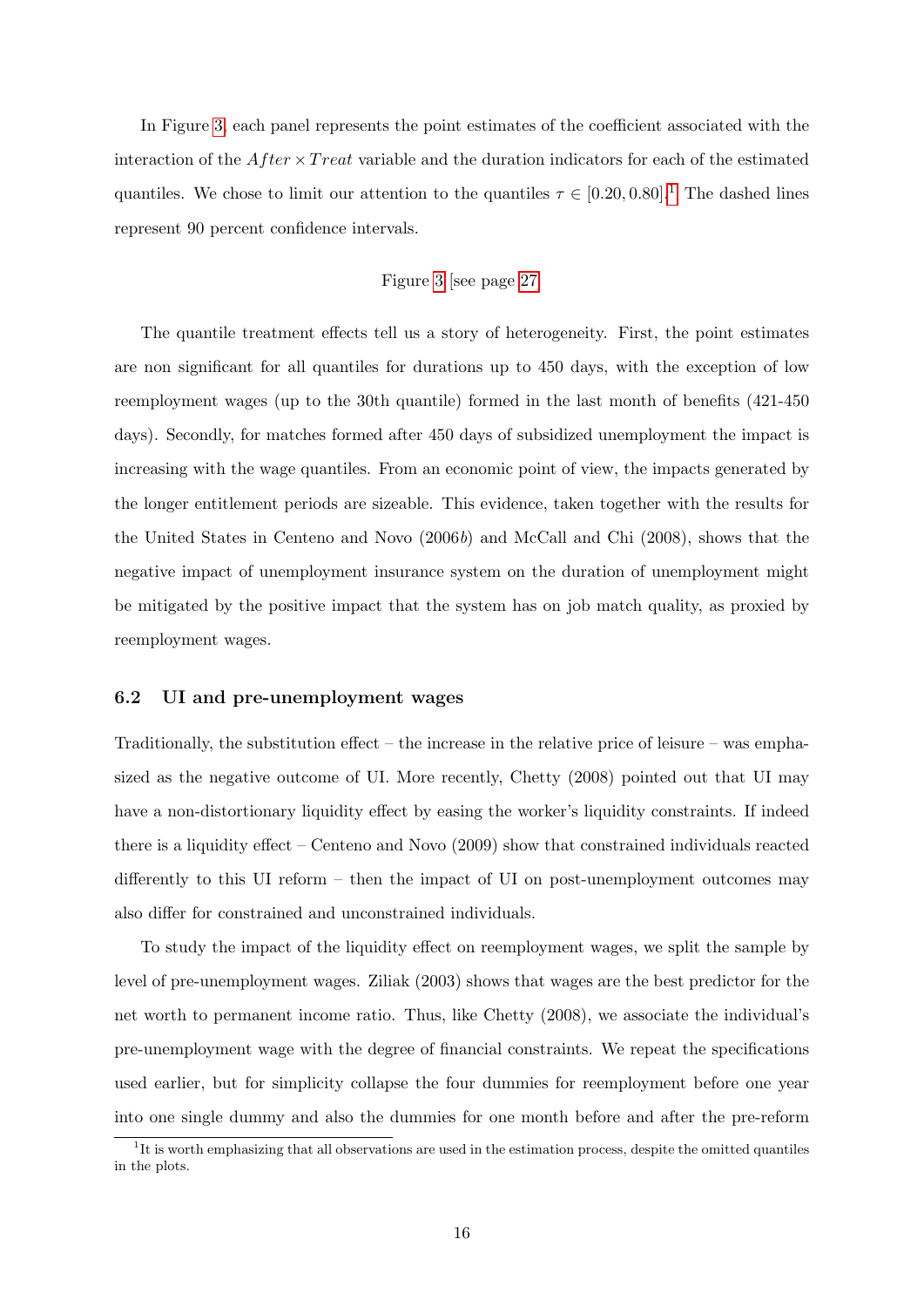In Figure 3, each panel represents the point estimates of the coefficient associated with the interaction of the $After \times Treat$ variable and the duration indicators for each of the estimated quantiles. We chose to limit our attention to the quantiles $\tau \in [0.20, 0.80]$.[1] The dashed lines represent 90 percent confidence intervals.

Figure 3 [see page 27]

The quantile treatment effects tell us a story of heterogeneity. First, the point estimates are non significant for all quantiles for durations up to 450 days, with the exception of low reemployment wages (up to the 30th quantile) formed in the last month of benefits (421-450 days). Secondly, for matches formed after 450 days of subsidized unemployment the impact is increasing with the wage quantiles. From an economic point of view, the impacts generated by the longer entitlement periods are sizeable. This evidence, taken together with the results for the United States in Centeno and Novo (2006*b*) and McCall and Chi (2008), shows that the negative impact of unemployment insurance system on the duration of unemployment might be mitigated by the positive impact that the system has on job match quality, as proxied by reemployment wages.

### 6.2 UI and pre-unemployment wages

Traditionally, the substitution effect – the increase in the relative price of leisure – was emphasized as the negative outcome of UI. More recently, Chetty (2008) pointed out that UI may have a non-distortionary liquidity effect by easing the worker's liquidity constraints. If indeed there is a liquidity effect – Centeno and Novo (2009) show that constrained individuals reacted differently to this UI reform – then the impact of UI on post-unemployment outcomes may also differ for constrained and unconstrained individuals.

To study the impact of the liquidity effect on reemployment wages, we split the sample by level of pre-unemployment wages. Ziliak (2003) shows that wages are the best predictor for the net worth to permanent income ratio. Thus, like Chetty (2008), we associate the individual's pre-unemployment wage with the degree of financial constraints. We repeat the specifications used earlier, but for simplicity collapse the four dummies for reemployment before one year into one single dummy and also the dummies for one month before and after the pre-reform

[1] It is worth emphasizing that all observations are used in the estimation process, despite the omitted quantiles in the plots.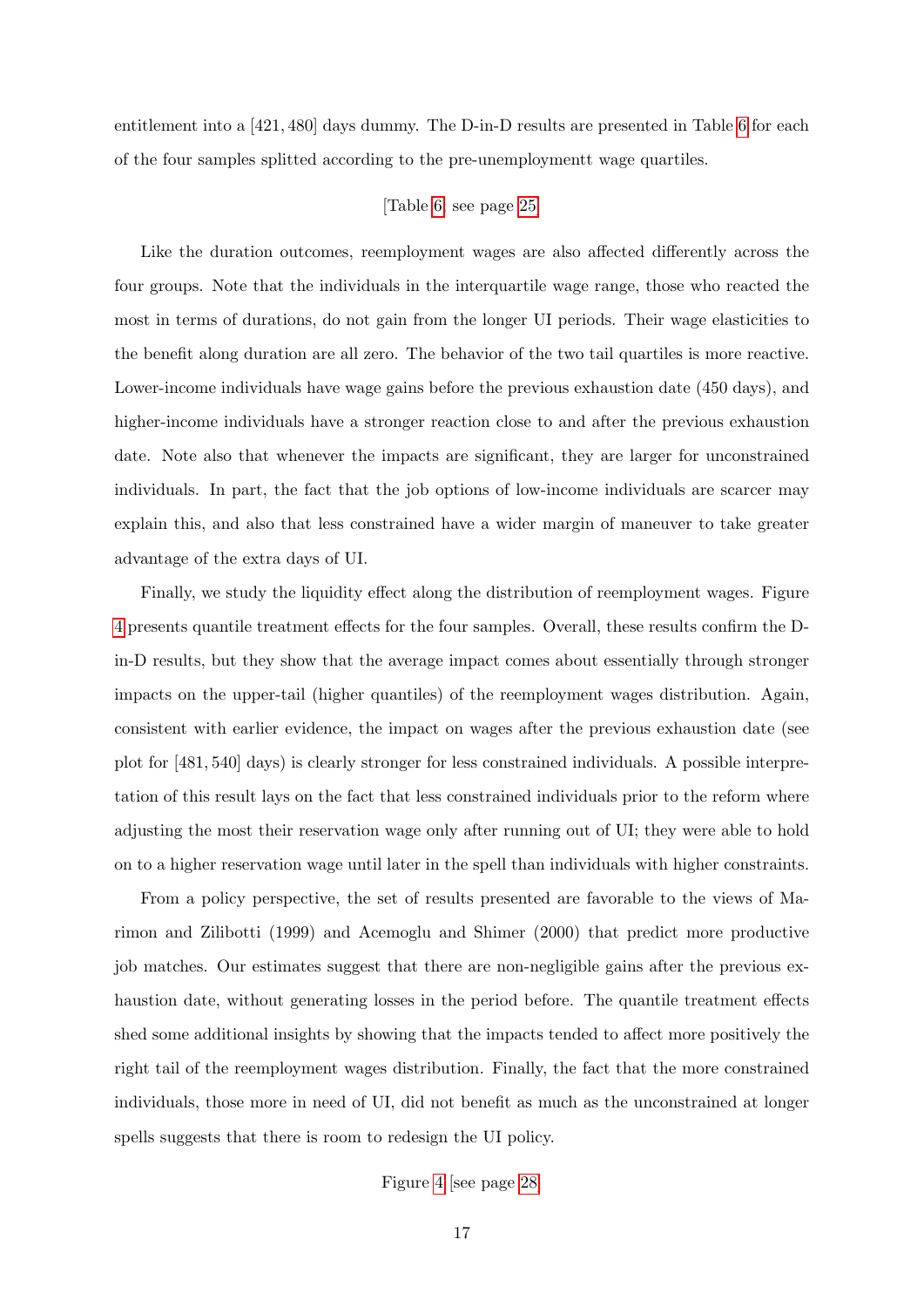entitlement into a $[421, 480]$ days dummy. The D-in-D results are presented in Table 6 for each of the four samples splitted according to the pre-unemploymentt wage quartiles.

[Table 6, see page 25]

Like the duration outcomes, reemployment wages are also affected differently across the four groups. Note that the individuals in the interquartile wage range, those who reacted the most in terms of durations, do not gain from the longer UI periods. Their wage elasticities to the benefit along duration are all zero. The behavior of the two tail quartiles is more reactive. Lower-income individuals have wage gains before the previous exhaustion date (450 days), and higher-income individuals have a stronger reaction close to and after the previous exhaustion date. Note also that whenever the impacts are significant, they are larger for unconstrained individuals. In part, the fact that the job options of low-income individuals are scarcer may explain this, and also that less constrained have a wider margin of maneuver to take greater advantage of the extra days of UI.

Finally, we study the liquidity effect along the distribution of reemployment wages. Figure 4 presents quantile treatment effects for the four samples. Overall, these results confirm the D-in-D results, but they show that the average impact comes about essentially through stronger impacts on the upper-tail (higher quantiles) of the reemployment wages distribution. Again, consistent with earlier evidence, the impact on wages after the previous exhaustion date (see plot for $[481, 540]$ days) is clearly stronger for less constrained individuals. A possible interpretation of this result lays on the fact that less constrained individuals prior to the reform where adjusting the most their reservation wage only after running out of UI; they were able to hold on to a higher reservation wage until later in the spell than individuals with higher constraints.

From a policy perspective, the set of results presented are favorable to the views of Marimon and Zilibotti (1999) and Acemoglu and Shimer (2000) that predict more productive job matches. Our estimates suggest that there are non-negligible gains after the previous exhaustion date, without generating losses in the period before. The quantile treatment effects shed some additional insights by showing that the impacts tended to affect more positively the right tail of the reemployment wages distribution. Finally, the fact that the more constrained individuals, those more in need of UI, did not benefit as much as the unconstrained at longer spells suggests that there is room to redesign the UI policy.

Figure 4 [see page 28]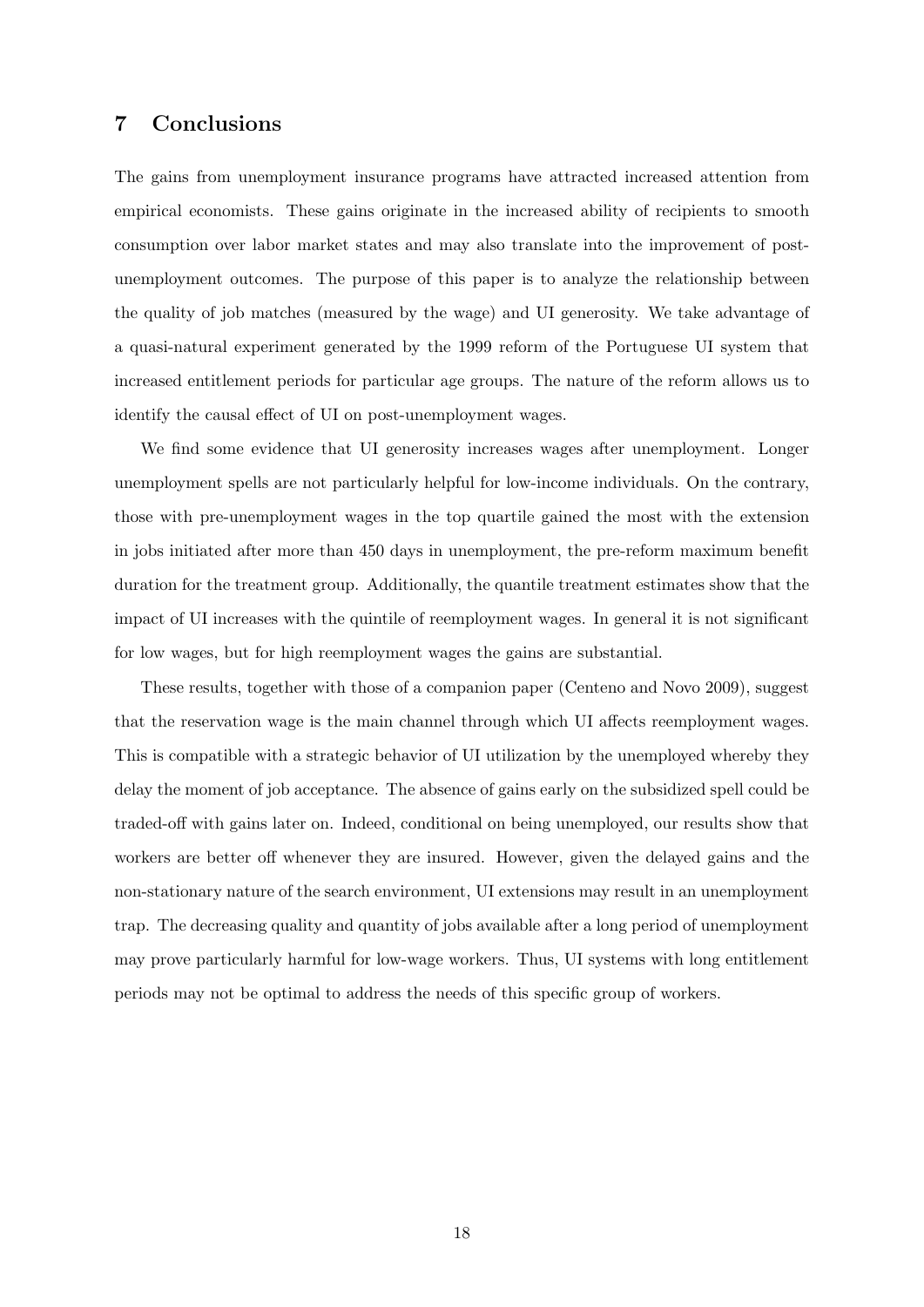## 7 Conclusions

The gains from unemployment insurance programs have attracted increased attention from empirical economists. These gains originate in the increased ability of recipients to smooth consumption over labor market states and may also translate into the improvement of post-unemployment outcomes. The purpose of this paper is to analyze the relationship between the quality of job matches (measured by the wage) and UI generosity. We take advantage of a quasi-natural experiment generated by the 1999 reform of the Portuguese UI system that increased entitlement periods for particular age groups. The nature of the reform allows us to identify the causal effect of UI on post-unemployment wages.

We find some evidence that UI generosity increases wages after unemployment. Longer unemployment spells are not particularly helpful for low-income individuals. On the contrary, those with pre-unemployment wages in the top quartile gained the most with the extension in jobs initiated after more than 450 days in unemployment, the pre-reform maximum benefit duration for the treatment group. Additionally, the quantile treatment estimates show that the impact of UI increases with the quintile of reemployment wages. In general it is not significant for low wages, but for high reemployment wages the gains are substantial.

These results, together with those of a companion paper (Centeno and Novo 2009), suggest that the reservation wage is the main channel through which UI affects reemployment wages. This is compatible with a strategic behavior of UI utilization by the unemployed whereby they delay the moment of job acceptance. The absence of gains early on the subsidized spell could be traded-off with gains later on. Indeed, conditional on being unemployed, our results show that workers are better off whenever they are insured. However, given the delayed gains and the non-stationary nature of the search environment, UI extensions may result in an unemployment trap. The decreasing quality and quantity of jobs available after a long period of unemployment may prove particularly harmful for low-wage workers. Thus, UI systems with long entitlement periods may not be optimal to address the needs of this specific group of workers.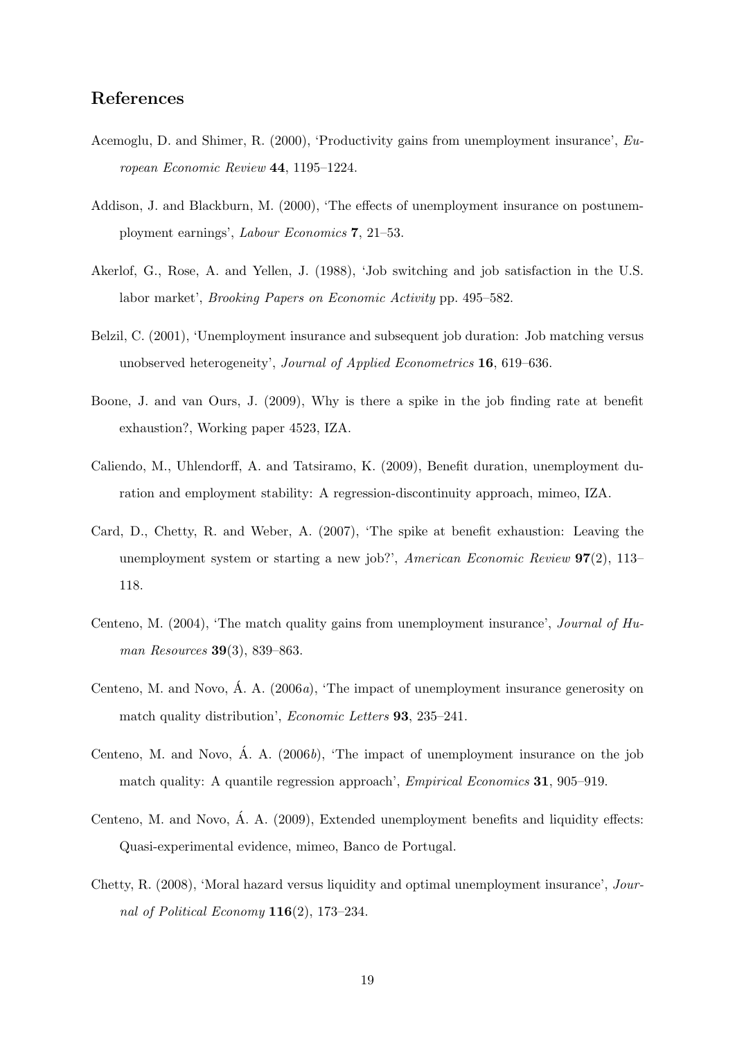## References

Acemoglu, D. and Shimer, R. (2000), 'Productivity gains from unemployment insurance', *European Economic Review* **44**, 1195–1224.

Addison, J. and Blackburn, M. (2000), 'The effects of unemployment insurance on postunemployment earnings', *Labour Economics* **7**, 21–53.

Akerlof, G., Rose, A. and Yellen, J. (1988), 'Job switching and job satisfaction in the U.S. labor market', *Brooking Papers on Economic Activity* pp. 495–582.

Belzil, C. (2001), 'Unemployment insurance and subsequent job duration: Job matching versus unobserved heterogeneity', *Journal of Applied Econometrics* **16**, 619–636.

Boone, J. and van Ours, J. (2009), Why is there a spike in the job finding rate at benefit exhaustion?, Working paper 4523, IZA.

Caliendo, M., Uhlendorff, A. and Tatsiramo, K. (2009), Benefit duration, unemployment duration and employment stability: A regression-discontinuity approach, mimeo, IZA.

Card, D., Chetty, R. and Weber, A. (2007), 'The spike at benefit exhaustion: Leaving the unemployment system or starting a new job?', *American Economic Review* **97**(2), 113–118.

Centeno, M. (2004), 'The match quality gains from unemployment insurance', *Journal of Human Resources* **39**(3), 839–863.

Centeno, M. and Novo, Á. A. (2006*a*), 'The impact of unemployment insurance generosity on match quality distribution', *Economic Letters* **93**, 235–241.

Centeno, M. and Novo, Á. A. (2006*b*), 'The impact of unemployment insurance on the job match quality: A quantile regression approach', *Empirical Economics* **31**, 905–919.

Centeno, M. and Novo, Á. A. (2009), Extended unemployment benefits and liquidity effects: Quasi-experimental evidence, mimeo, Banco de Portugal.

Chetty, R. (2008), 'Moral hazard versus liquidity and optimal unemployment insurance', *Journal of Political Economy* **116**(2), 173–234.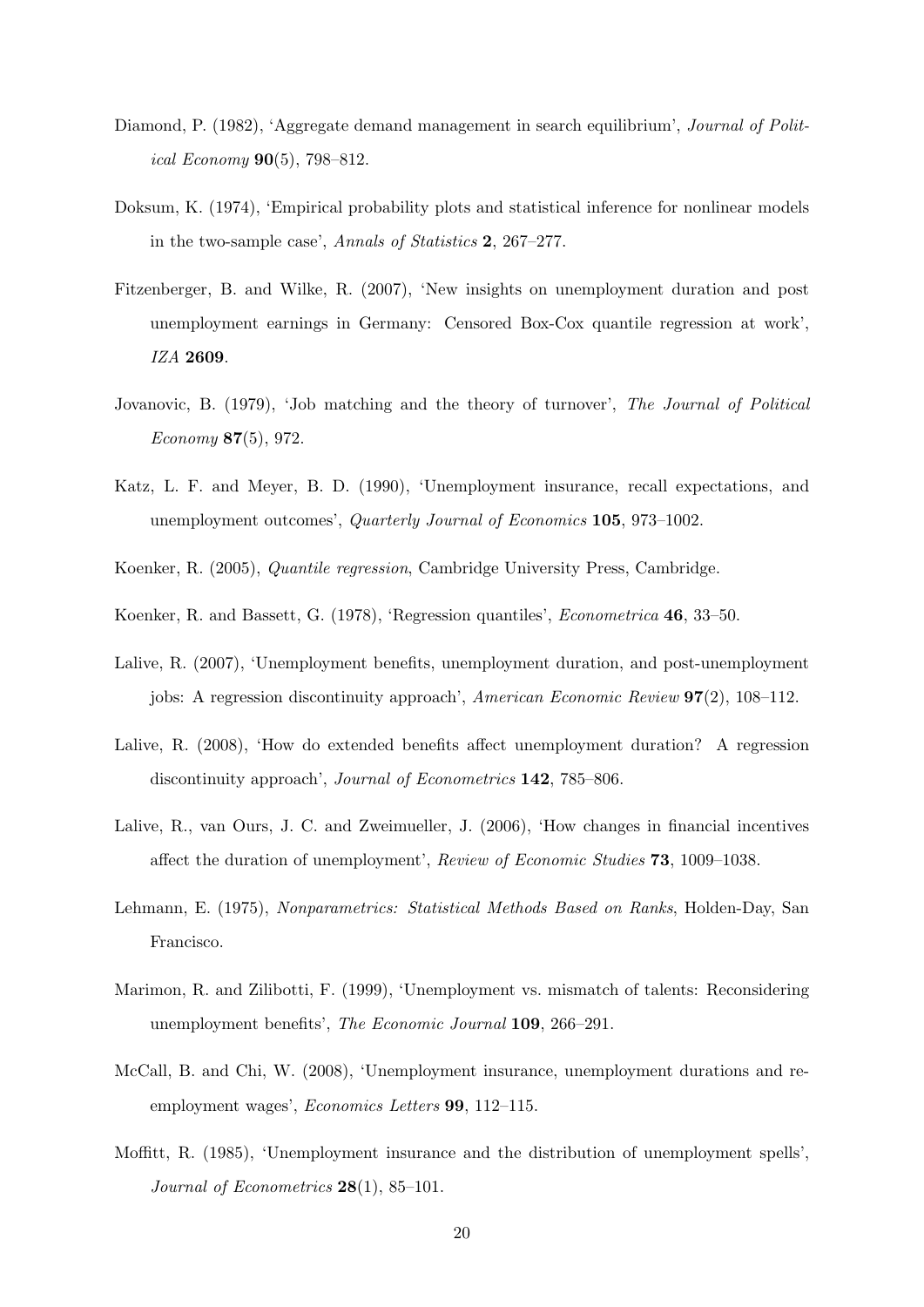Diamond, P. (1982), 'Aggregate demand management in search equilibrium', *Journal of Political Economy* **90**(5), 798–812.

Doksum, K. (1974), 'Empirical probability plots and statistical inference for nonlinear models in the two-sample case', *Annals of Statistics* **2**, 267–277.

Fitzenberger, B. and Wilke, R. (2007), 'New insights on unemployment duration and post unemployment earnings in Germany: Censored Box-Cox quantile regression at work', *IZA* **2609**.

Jovanovic, B. (1979), 'Job matching and the theory of turnover', *The Journal of Political Economy* **87**(5), 972.

Katz, L. F. and Meyer, B. D. (1990), 'Unemployment insurance, recall expectations, and unemployment outcomes', *Quarterly Journal of Economics* **105**, 973–1002.

Koenker, R. (2005), *Quantile regression*, Cambridge University Press, Cambridge.

Koenker, R. and Bassett, G. (1978), 'Regression quantiles', *Econometrica* **46**, 33–50.

Lalive, R. (2007), 'Unemployment benefits, unemployment duration, and post-unemployment jobs: A regression discontinuity approach', *American Economic Review* **97**(2), 108–112.

Lalive, R. (2008), 'How do extended benefits affect unemployment duration? A regression discontinuity approach', *Journal of Econometrics* **142**, 785–806.

Lalive, R., van Ours, J. C. and Zweimueller, J. (2006), 'How changes in financial incentives affect the duration of unemployment', *Review of Economic Studies* **73**, 1009–1038.

Lehmann, E. (1975), *Nonparametrics: Statistical Methods Based on Ranks*, Holden-Day, San Francisco.

Marimon, R. and Zilibotti, F. (1999), 'Unemployment vs. mismatch of talents: Reconsidering unemployment benefits', *The Economic Journal* **109**, 266–291.

McCall, B. and Chi, W. (2008), 'Unemployment insurance, unemployment durations and re-employment wages', *Economics Letters* **99**, 112–115.

Moffitt, R. (1985), 'Unemployment insurance and the distribution of unemployment spells', *Journal of Econometrics* **28**(1), 85–101.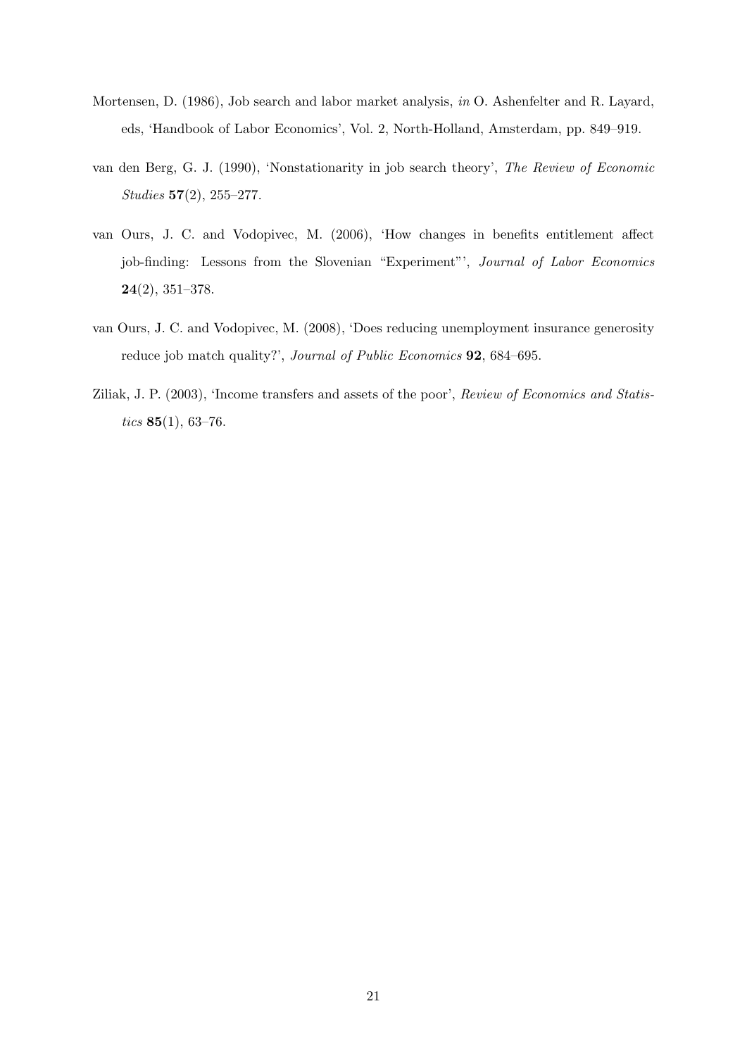Mortensen, D. (1986), Job search and labor market analysis, *in* O. Ashenfelter and R. Layard, eds, 'Handbook of Labor Economics', Vol. 2, North-Holland, Amsterdam, pp. 849–919.

van den Berg, G. J. (1990), 'Nonstationarity in job search theory', *The Review of Economic Studies* **57**(2), 255–277.

van Ours, J. C. and Vodopivec, M. (2006), 'How changes in benefits entitlement affect job-finding: Lessons from the Slovenian "Experiment"', *Journal of Labor Economics* **24**(2), 351–378.

van Ours, J. C. and Vodopivec, M. (2008), 'Does reducing unemployment insurance generosity reduce job match quality?', *Journal of Public Economics* **92**, 684–695.

Ziliak, J. P. (2003), 'Income transfers and assets of the poor', *Review of Economics and Statistics* **85**(1), 63–76.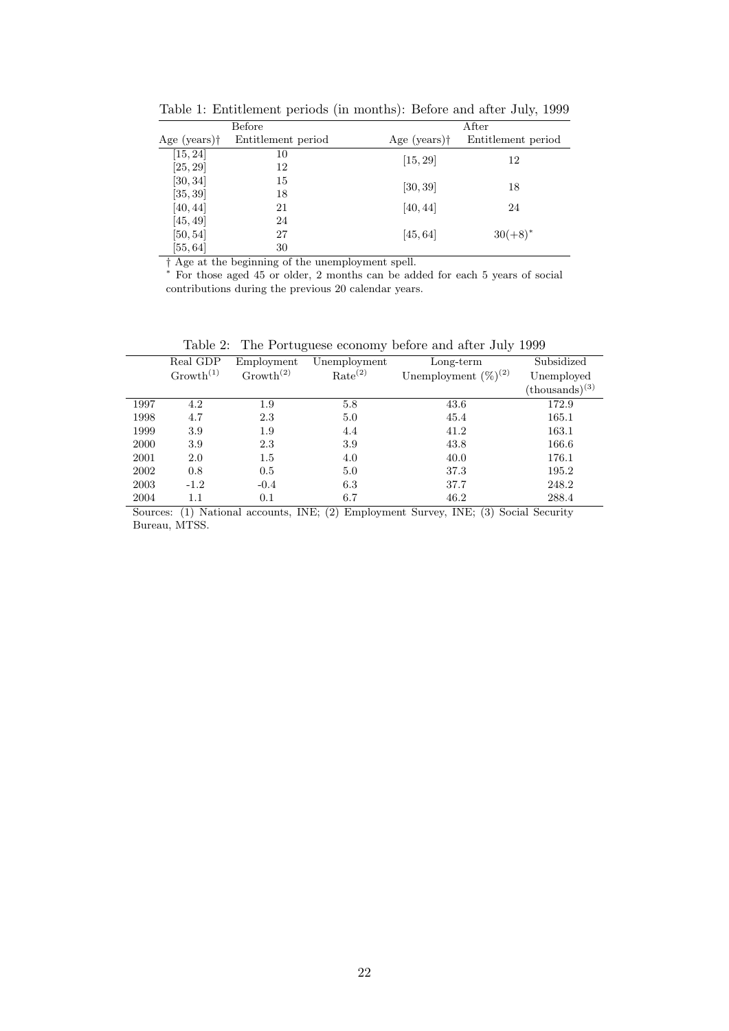Table 1: Entitlement periods (in months): Before and after July, 1999

| Before | | After | |
|---|---|---|---|
| Age (years)† | Entitlement period | Age (years)† | Entitlement period |
| [15, 24] | 10 | [15, 29] | 12 |
| [25, 29] | 12 | | |
| [30, 34] | 15 | [30, 39] | 18 |
| [35, 39] | 18 | | |
| [40, 44] | 21 | [40, 44] | 24 |
| [45, 49] | 24 | [45, 64] | $30(+8)^*$ |
| [50, 54] | 27 | | |
| [55, 64] | 30 | | |

† Age at the beginning of the unemployment spell.
\* For those aged 45 or older, 2 months can be added for each 5 years of social contributions during the previous 20 calendar years.

Table 2: The Portuguese economy before and after July 1999

| | Real GDP Growth[(1)] | Employment Growth[(2)] | Unemployment Rate[(2)] | Long-term Unemployment (%)[(2)] | Subsidized Unemployed (thousands)[(3)] |
|---|---|---|---|---|---|
| 1997 | 4.2 | 1.9 | 5.8 | 43.6 | 172.9 |
| 1998 | 4.7 | 2.3 | 5.0 | 45.4 | 165.1 |
| 1999 | 3.9 | 1.9 | 4.4 | 41.2 | 163.1 |
| 2000 | 3.9 | 2.3 | 3.9 | 43.8 | 166.6 |
| 2001 | 2.0 | 1.5 | 4.0 | 40.0 | 176.1 |
| 2002 | 0.8 | 0.5 | 5.0 | 37.3 | 195.2 |
| 2003 | -1.2 | -0.4 | 6.3 | 37.7 | 248.2 |
| 2004 | 1.1 | 0.1 | 6.7 | 46.2 | 288.4 |

Sources: (1) National accounts, INE; (2) Employment Survey, INE; (3) Social Security Bureau, MTSS.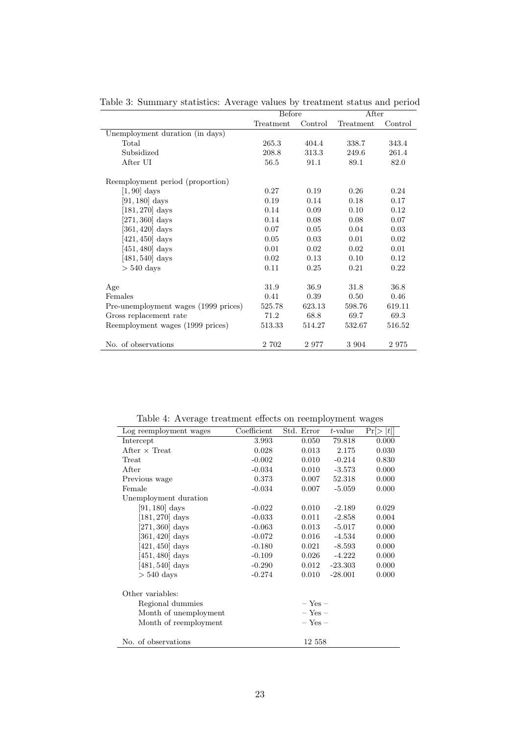Table 3: Summary statistics: Average values by treatment status and period

| | Before | | After | |
|---|---|---|---|---|
| | Treatment | Control | Treatment | Control |
| Unemployment duration (in days) | | | | |
| Total | 265.3 | 404.4 | 338.7 | 343.4 |
| Subsidized | 208.8 | 313.3 | 249.6 | 261.4 |
| After UI | 56.5 | 91.1 | 89.1 | 82.0 |
| Reemployment period (proportion) | | | | |
| $[1, 90]$ days | 0.27 | 0.19 | 0.26 | 0.24 |
| $[91, 180]$ days | 0.19 | 0.14 | 0.18 | 0.17 |
| $[181, 270]$ days | 0.14 | 0.09 | 0.10 | 0.12 |
| $[271, 360]$ days | 0.14 | 0.08 | 0.08 | 0.07 |
| $[361, 420]$ days | 0.07 | 0.05 | 0.04 | 0.03 |
| $[421, 450]$ days | 0.05 | 0.03 | 0.01 | 0.02 |
| $[451, 480]$ days | 0.01 | 0.02 | 0.02 | 0.01 |
| $[481, 540]$ days | 0.02 | 0.13 | 0.10 | 0.12 |
| $> 540$ days | 0.11 | 0.25 | 0.21 | 0.22 |
| Age | 31.9 | 36.9 | 31.8 | 36.8 |
| Females | 0.41 | 0.39 | 0.50 | 0.46 |
| Pre-unemployment wages (1999 prices) | 525.78 | 623.13 | 598.76 | 619.11 |
| Gross replacement rate | 71.2 | 68.8 | 69.7 | 69.3 |
| Reemployment wages (1999 prices) | 513.33 | 514.27 | 532.67 | 516.52 |
| No. of observations | 2 702 | 2 977 | 3 904 | 2 975 |

Table 4: Average treatment effects on reemployment wages

| Log reemployment wages | Coefficient | Std. Error | $t$-value | $\Pr[>\lvert t\rvert]$ |
|---|---|---|---|---|
| Intercept | 3.993 | 0.050 | 79.818 | 0.000 |
| After × Treat | 0.028 | 0.013 | 2.175 | 0.030 |
| Treat | -0.002 | 0.010 | -0.214 | 0.830 |
| After | -0.034 | 0.010 | -3.573 | 0.000 |
| Previous wage | 0.373 | 0.007 | 52.318 | 0.000 |
| Female | -0.034 | 0.007 | -5.059 | 0.000 |
| Unemployment duration | | | | |
| $[91, 180]$ days | -0.022 | 0.010 | -2.189 | 0.029 |
| $[181, 270]$ days | -0.033 | 0.011 | -2.858 | 0.004 |
| $[271, 360]$ days | -0.063 | 0.013 | -5.017 | 0.000 |
| $[361, 420]$ days | -0.072 | 0.016 | -4.534 | 0.000 |
| $[421, 450]$ days | -0.180 | 0.021 | -8.593 | 0.000 |
| $[451, 480]$ days | -0.109 | 0.026 | -4.222 | 0.000 |
| $[481, 540]$ days | -0.290 | 0.012 | -23.303 | 0.000 |
| $> 540$ days | -0.274 | 0.010 | -28.001 | 0.000 |
| Other variables: | | | | |
| Regional dummies | | – Yes – | | |
| Month of unemployment | | – Yes – | | |
| Month of reemployment | | – Yes – | | |
| No. of observations | | 12 558 | | |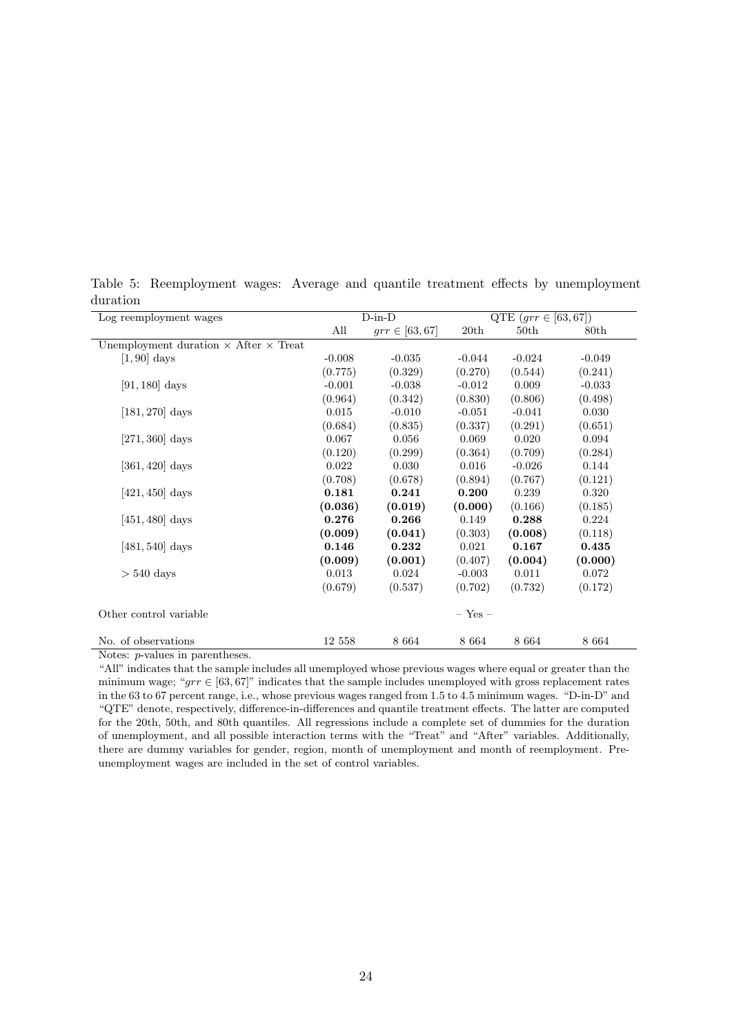Table 5: Reemployment wages: Average and quantile treatment effects by unemployment duration

| Log reemployment wages | D-in-D | | QTE ($grr \in [63, 67]$) | | |
|---|---|---|---|---|---|
| | All | $grr \in [63, 67]$ | 20th | 50th | 80th |
| Unemployment duration × After × Treat | | | | | |
| $[1, 90]$ days | -0.008 | -0.035 | -0.044 | -0.024 | -0.049 |
| | (0.775) | (0.329) | (0.270) | (0.544) | (0.241) |
| $[91, 180]$ days | -0.001 | -0.038 | -0.012 | 0.009 | -0.033 |
| | (0.964) | (0.342) | (0.830) | (0.806) | (0.498) |
| $[181, 270]$ days | 0.015 | -0.010 | -0.051 | -0.041 | 0.030 |
| | (0.684) | (0.835) | (0.337) | (0.291) | (0.651) |
| $[271, 360]$ days | 0.067 | 0.056 | 0.069 | 0.020 | 0.094 |
| | (0.120) | (0.299) | (0.364) | (0.709) | (0.284) |
| $[361, 420]$ days | 0.022 | 0.030 | 0.016 | -0.026 | 0.144 |
| | (0.708) | (0.678) | (0.894) | (0.767) | (0.121) |
| $[421, 450]$ days | **0.181** | **0.241** | **0.200** | 0.239 | 0.320 |
| | **(0.036)** | **(0.019)** | **(0.000)** | (0.166) | (0.185) |
| $[451, 480]$ days | **0.276** | **0.266** | 0.149 | **0.288** | 0.224 |
| | **(0.009)** | **(0.041)** | (0.303) | **(0.008)** | (0.118) |
| $[481, 540]$ days | **0.146** | **0.232** | 0.021 | **0.167** | **0.435** |
| | **(0.009)** | **(0.001)** | (0.407) | **(0.004)** | **(0.000)** |
| $> 540$ days | 0.013 | 0.024 | -0.003 | 0.011 | 0.072 |
| | (0.679) | (0.537) | (0.702) | (0.732) | (0.172) |
| Other control variable | | | – Yes – | | |
| No. of observations | 12 558 | 8 664 | 8 664 | 8 664 | 8 664 |

Notes: $p$-values in parentheses.

"All" indicates that the sample includes all unemployed whose previous wages where equal or greater than the minimum wage; "$grr \in [63, 67]$" indicates that the sample includes unemployed with gross replacement rates in the 63 to 67 percent range, i.e., whose previous wages ranged from 1.5 to 4.5 minimum wages. "D-in-D" and "QTE" denote, respectively, difference-in-differences and quantile treatment effects. The latter are computed for the 20th, 50th, and 80th quantiles. All regressions include a complete set of dummies for the duration of unemployment, and all possible interaction terms with the "Treat" and "After" variables. Additionally, there are dummy variables for gender, region, month of unemployment and month of reemployment. Pre-unemployment wages are included in the set of control variables.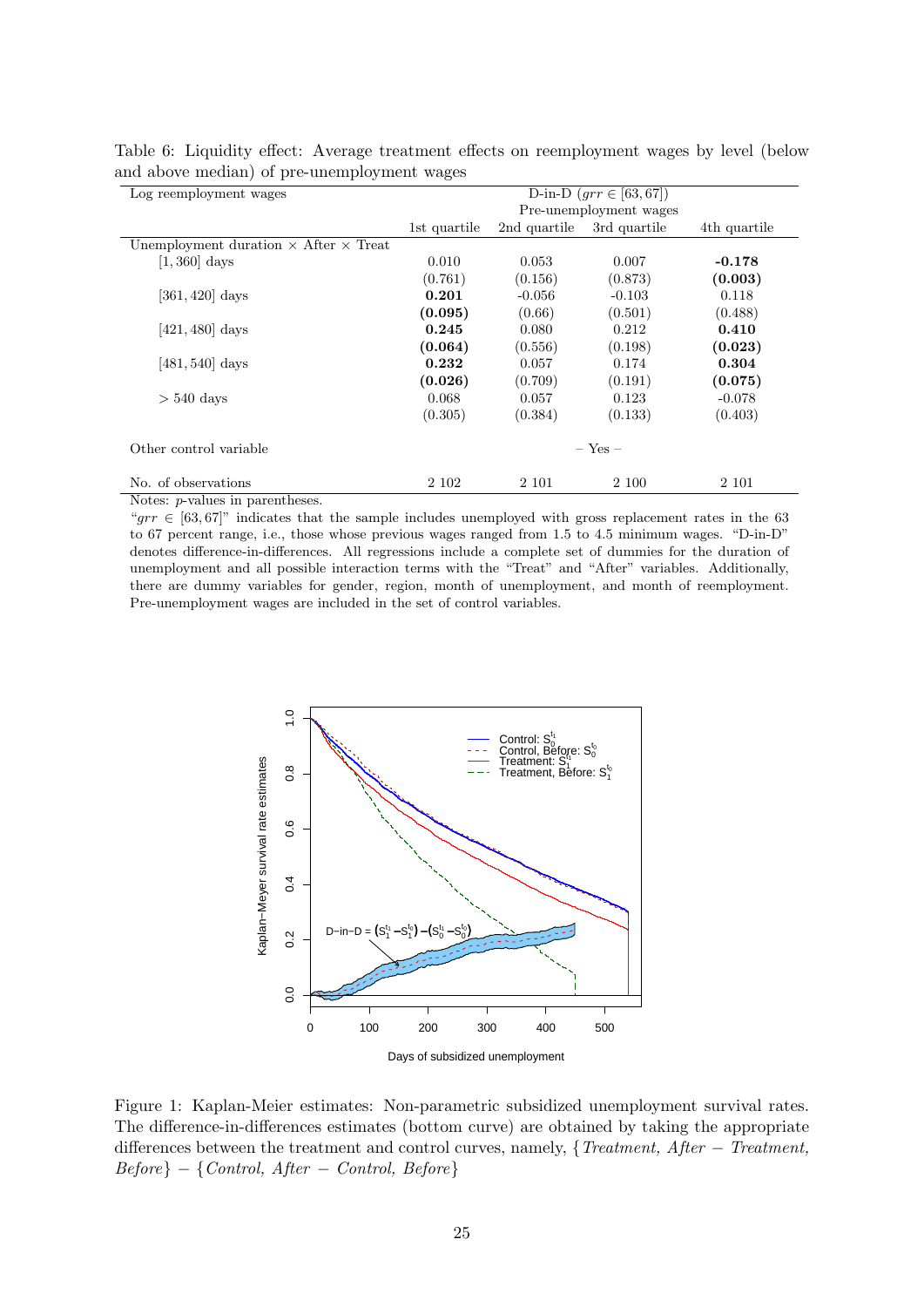Table 6: Liquidity effect: Average treatment effects on reemployment wages by level (below and above median) of pre-unemployment wages

| Log reemployment wages | D-in-D ($grr \in [63, 67]$) | | | |
|---|---|---|---|---|
| | Pre-unemployment wages | | | |
| | 1st quartile | 2nd quartile | 3rd quartile | 4th quartile |
| Unemployment duration × After × Treat | | | | |
| [1, 360] days | 0.010 | 0.053 | 0.007 | **-0.178** |
| | (0.761) | (0.156) | (0.873) | **(0.003)** |
| [361, 420] days | **0.201** | -0.056 | -0.103 | 0.118 |
| | **(0.095)** | (0.66) | (0.501) | (0.488) |
| [421, 480] days | **0.245** | 0.080 | 0.212 | **0.410** |
| | **(0.064)** | (0.556) | (0.198) | **(0.023)** |
| [481, 540] days | **0.232** | 0.057 | 0.174 | **0.304** |
| | **(0.026)** | (0.709) | (0.191) | **(0.075)** |
| > 540 days | 0.068 | 0.057 | 0.123 | -0.078 |
| | (0.305) | (0.384) | (0.133) | (0.403) |
| Other control variable | – Yes – | | | |
| No. of observations | 2 102 | 2 101 | 2 100 | 2 101 |

Notes: $p$-values in parentheses.
"$grr \in [63, 67]$" indicates that the sample includes unemployed with gross replacement rates in the 63 to 67 percent range, i.e., those whose previous wages ranged from 1.5 to 4.5 minimum wages. "D-in-D" denotes difference-in-differences. All regressions include a complete set of dummies for the duration of unemployment and all possible interaction terms with the "Treat" and "After" variables. Additionally, there are dummy variables for gender, region, month of unemployment, and month of reemployment. Pre-unemployment wages are included in the set of control variables.

Figure 1: Kaplan-Meier estimates: Non-parametric subsidized unemployment survival rates. The difference-in-differences estimates (bottom curve) are obtained by taking the appropriate differences between the treatment and control curves, namely, {*Treatment, After* − *Treatment, Before*} − {*Control, After* − *Control, Before*}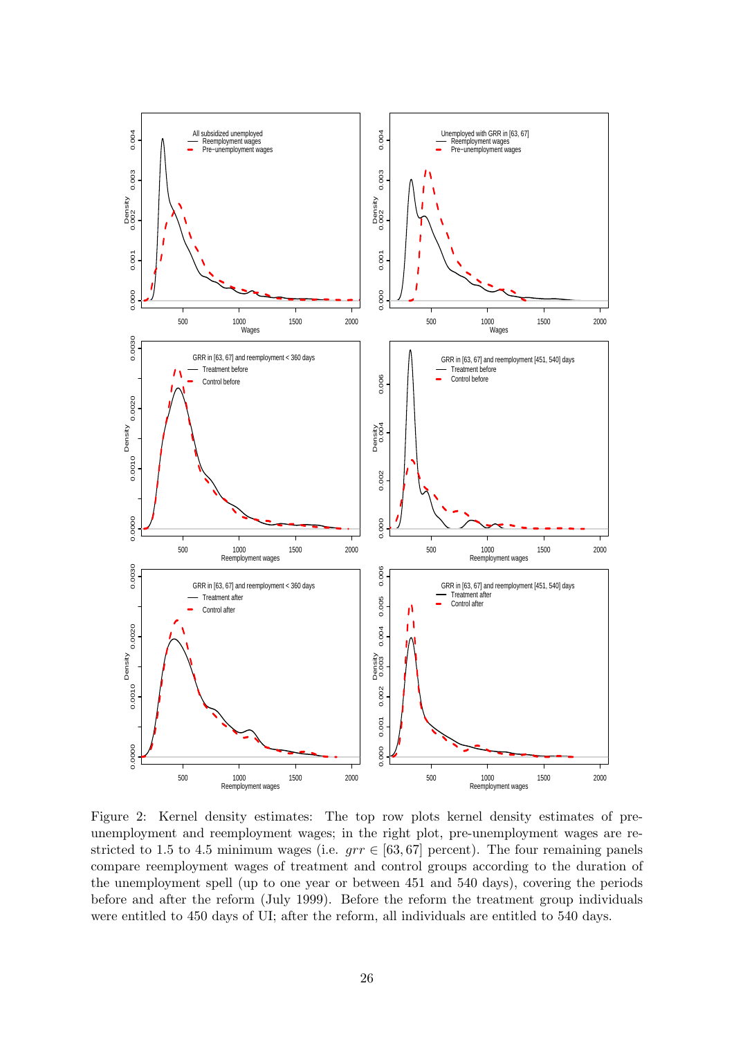Figure 2: Kernel density estimates: The top row plots kernel density estimates of pre-unemployment and reemployment wages; in the right plot, pre-unemployment wages are restricted to 1.5 to 4.5 minimum wages (i.e. $grr \in [63, 67]$ percent). The four remaining panels compare reemployment wages of treatment and control groups according to the duration of the unemployment spell (up to one year or between 451 and 540 days), covering the periods before and after the reform (July 1999). Before the reform the treatment group individuals were entitled to 450 days of UI; after the reform, all individuals are entitled to 540 days.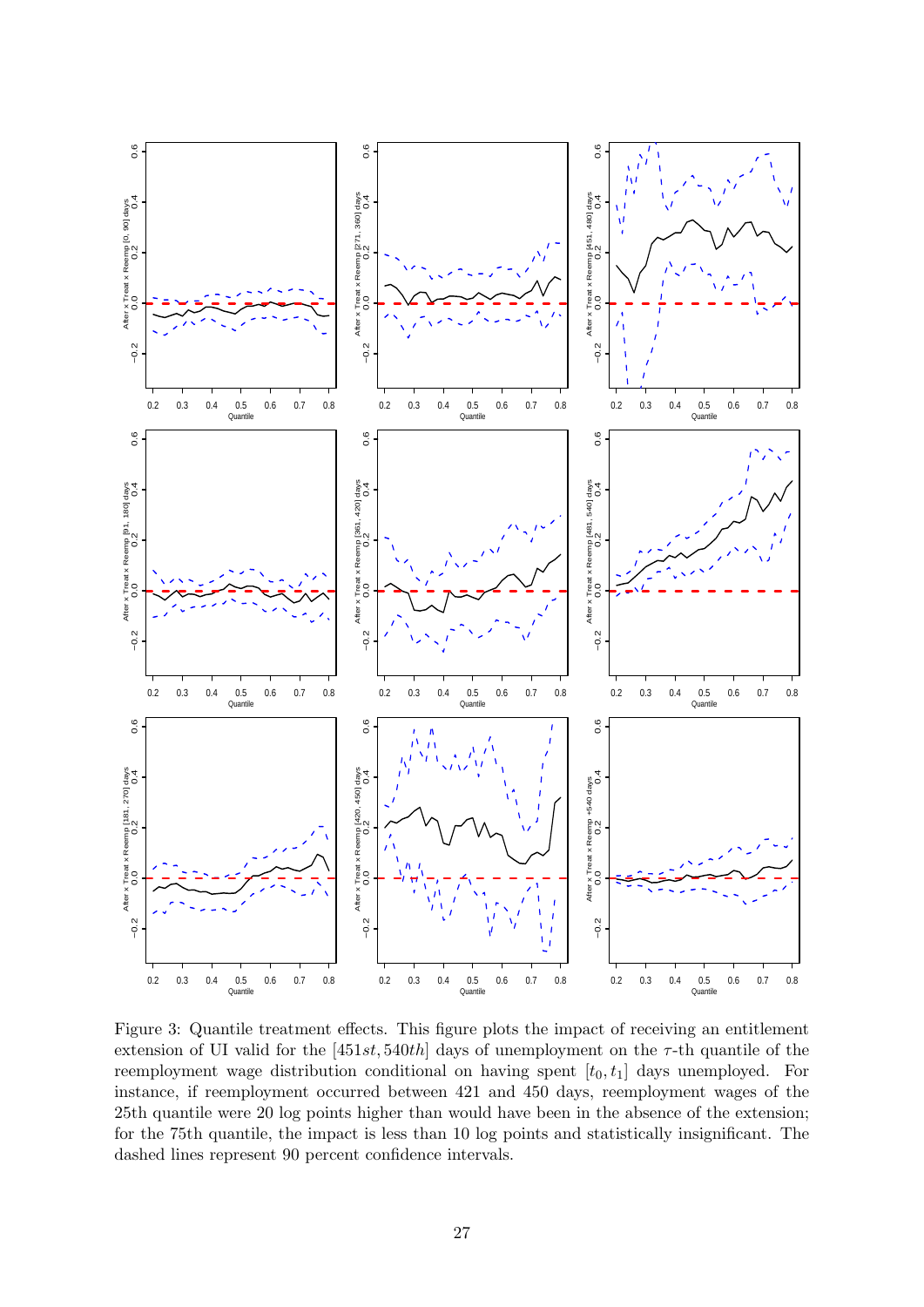Figure 3: Quantile treatment effects. This figure plots the impact of receiving an entitlement extension of UI valid for the $[451st, 540th]$ days of unemployment on the $\tau$-th quantile of the reemployment wage distribution conditional on having spent $[t_0, t_1]$ days unemployed. For instance, if reemployment occurred between 421 and 450 days, reemployment wages of the 25th quantile were 20 log points higher than would have been in the absence of the extension; for the 75th quantile, the impact is less than 10 log points and statistically insignificant. The dashed lines represent 90 percent confidence intervals.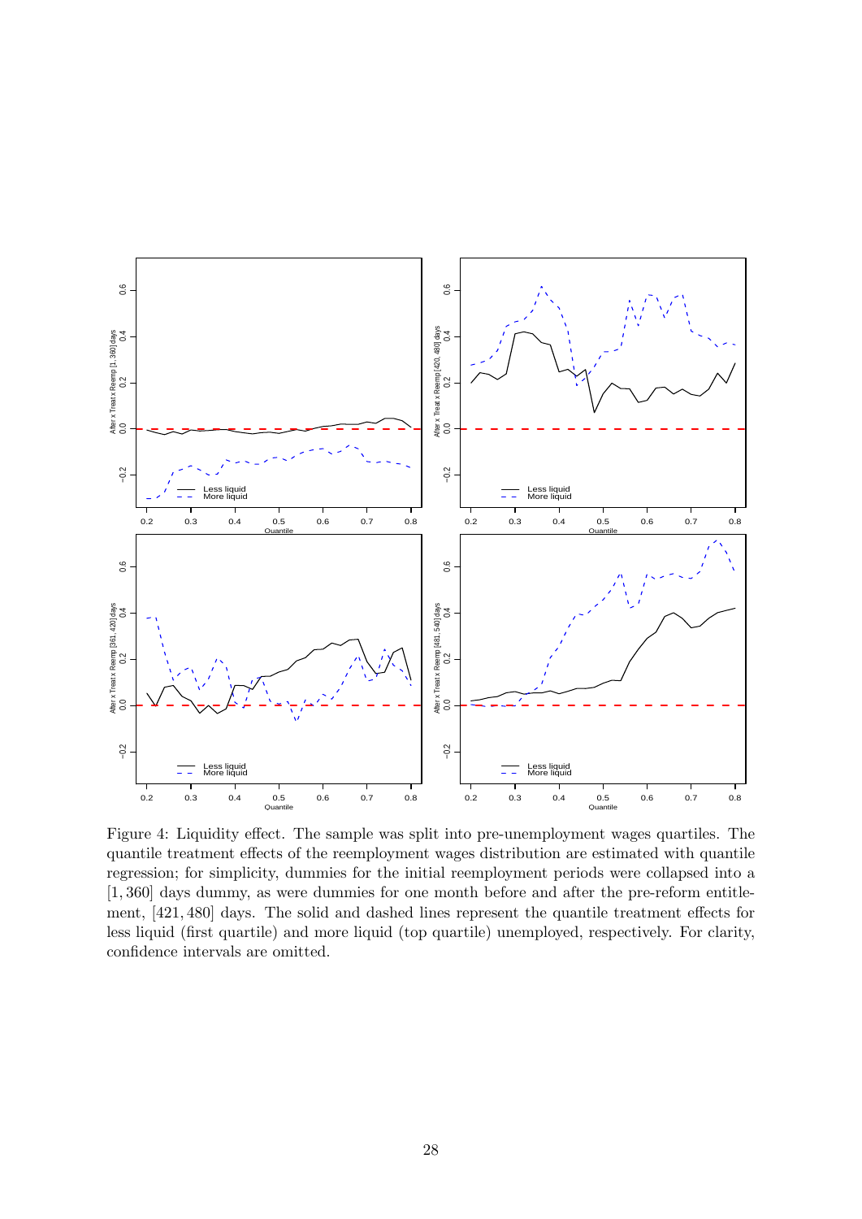Figure 4: Liquidity effect. The sample was split into pre-unemployment wages quartiles. The quantile treatment effects of the reemployment wages distribution are estimated with quantile regression; for simplicity, dummies for the initial reemployment periods were collapsed into a $[1, 360]$ days dummy, as were dummies for one month before and after the pre-reform entitlement, $[421, 480]$ days. The solid and dashed lines represent the quantile treatment effects for less liquid (first quartile) and more liquid (top quartile) unemployed, respectively. For clarity, confidence intervals are omitted.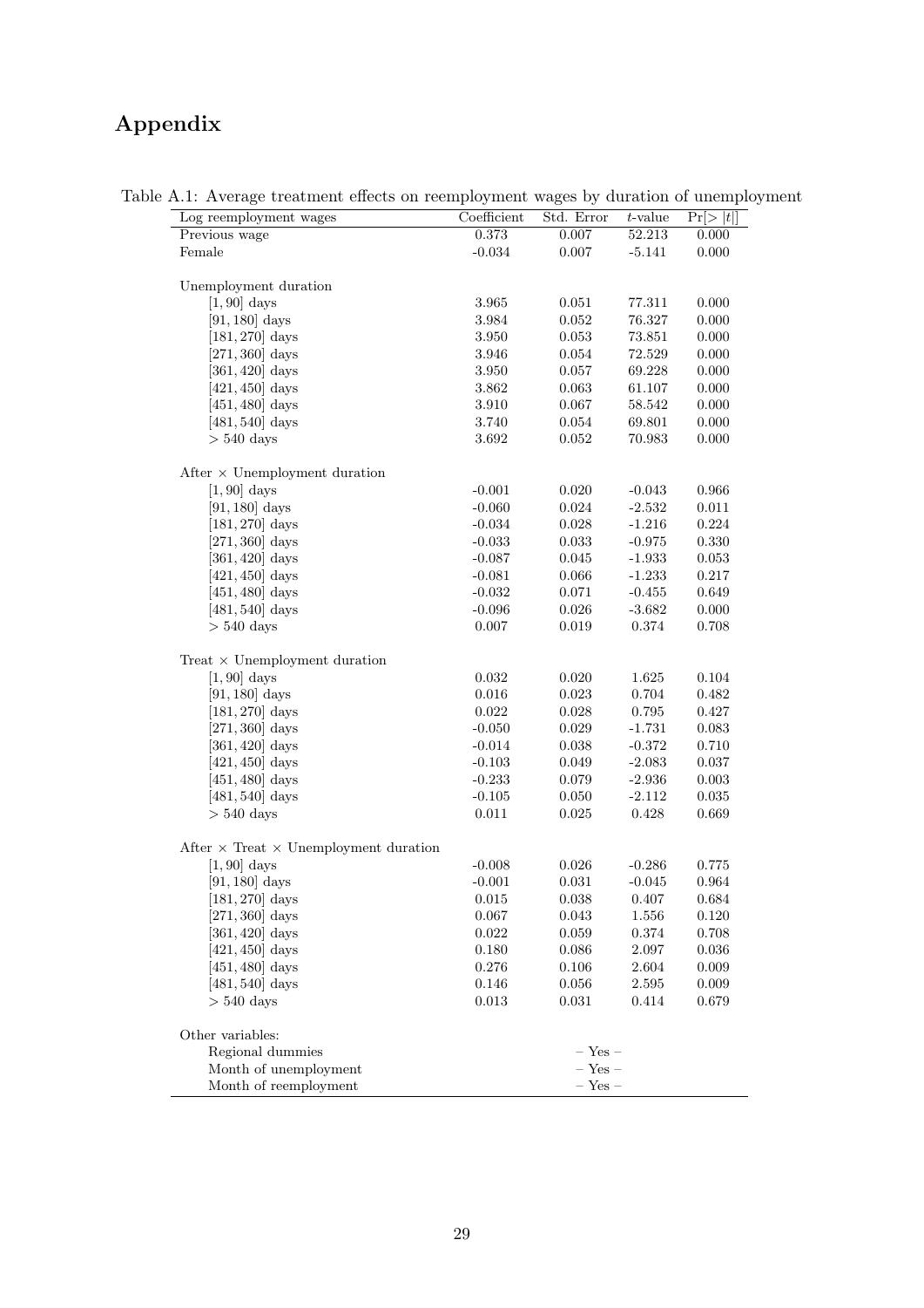# Appendix

Table A.1: Average treatment effects on reemployment wages by duration of unemployment

| Log reemployment wages | Coefficient | Std. Error | $t$-value | $\Pr[>|t|]$ |
|---|---|---|---|---|
| Previous wage | 0.373 | 0.007 | 52.213 | 0.000 |
| Female | -0.034 | 0.007 | -5.141 | 0.000 |
| | | | | |
| Unemployment duration | | | | |
| $[1, 90]$ days | 3.965 | 0.051 | 77.311 | 0.000 |
| $[91, 180]$ days | 3.984 | 0.052 | 76.327 | 0.000 |
| $[181, 270]$ days | 3.950 | 0.053 | 73.851 | 0.000 |
| $[271, 360]$ days | 3.946 | 0.054 | 72.529 | 0.000 |
| $[361, 420]$ days | 3.950 | 0.057 | 69.228 | 0.000 |
| $[421, 450]$ days | 3.862 | 0.063 | 61.107 | 0.000 |
| $[451, 480]$ days | 3.910 | 0.067 | 58.542 | 0.000 |
| $[481, 540]$ days | 3.740 | 0.054 | 69.801 | 0.000 |
| $> 540$ days | 3.692 | 0.052 | 70.983 | 0.000 |
| | | | | |
| After $\times$ Unemployment duration | | | | |
| $[1, 90]$ days | -0.001 | 0.020 | -0.043 | 0.966 |
| $[91, 180]$ days | -0.060 | 0.024 | -2.532 | 0.011 |
| $[181, 270]$ days | -0.034 | 0.028 | -1.216 | 0.224 |
| $[271, 360]$ days | -0.033 | 0.033 | -0.975 | 0.330 |
| $[361, 420]$ days | -0.087 | 0.045 | -1.933 | 0.053 |
| $[421, 450]$ days | -0.081 | 0.066 | -1.233 | 0.217 |
| $[451, 480]$ days | -0.032 | 0.071 | -0.455 | 0.649 |
| $[481, 540]$ days | -0.096 | 0.026 | -3.682 | 0.000 |
| $> 540$ days | 0.007 | 0.019 | 0.374 | 0.708 |
| | | | | |
| Treat $\times$ Unemployment duration | | | | |
| $[1, 90]$ days | 0.032 | 0.020 | 1.625 | 0.104 |
| $[91, 180]$ days | 0.016 | 0.023 | 0.704 | 0.482 |
| $[181, 270]$ days | 0.022 | 0.028 | 0.795 | 0.427 |
| $[271, 360]$ days | -0.050 | 0.029 | -1.731 | 0.083 |
| $[361, 420]$ days | -0.014 | 0.038 | -0.372 | 0.710 |
| $[421, 450]$ days | -0.103 | 0.049 | -2.083 | 0.037 |
| $[451, 480]$ days | -0.233 | 0.079 | -2.936 | 0.003 |
| $[481, 540]$ days | -0.105 | 0.050 | -2.112 | 0.035 |
| $> 540$ days | 0.011 | 0.025 | 0.428 | 0.669 |
| | | | | |
| After $\times$ Treat $\times$ Unemployment duration | | | | |
| $[1, 90]$ days | -0.008 | 0.026 | -0.286 | 0.775 |
| $[91, 180]$ days | -0.001 | 0.031 | -0.045 | 0.964 |
| $[181, 270]$ days | 0.015 | 0.038 | 0.407 | 0.684 |
| $[271, 360]$ days | 0.067 | 0.043 | 1.556 | 0.120 |
| $[361, 420]$ days | 0.022 | 0.059 | 0.374 | 0.708 |
| $[421, 450]$ days | 0.180 | 0.086 | 2.097 | 0.036 |
| $[451, 480]$ days | 0.276 | 0.106 | 2.604 | 0.009 |
| $[481, 540]$ days | 0.146 | 0.056 | 2.595 | 0.009 |
| $> 540$ days | 0.013 | 0.031 | 0.414 | 0.679 |
| | | | | |
| Other variables: | | | | |
| Regional dummies | | – Yes – | | |
| Month of unemployment | | – Yes – | | |
| Month of reemployment | | – Yes – | | |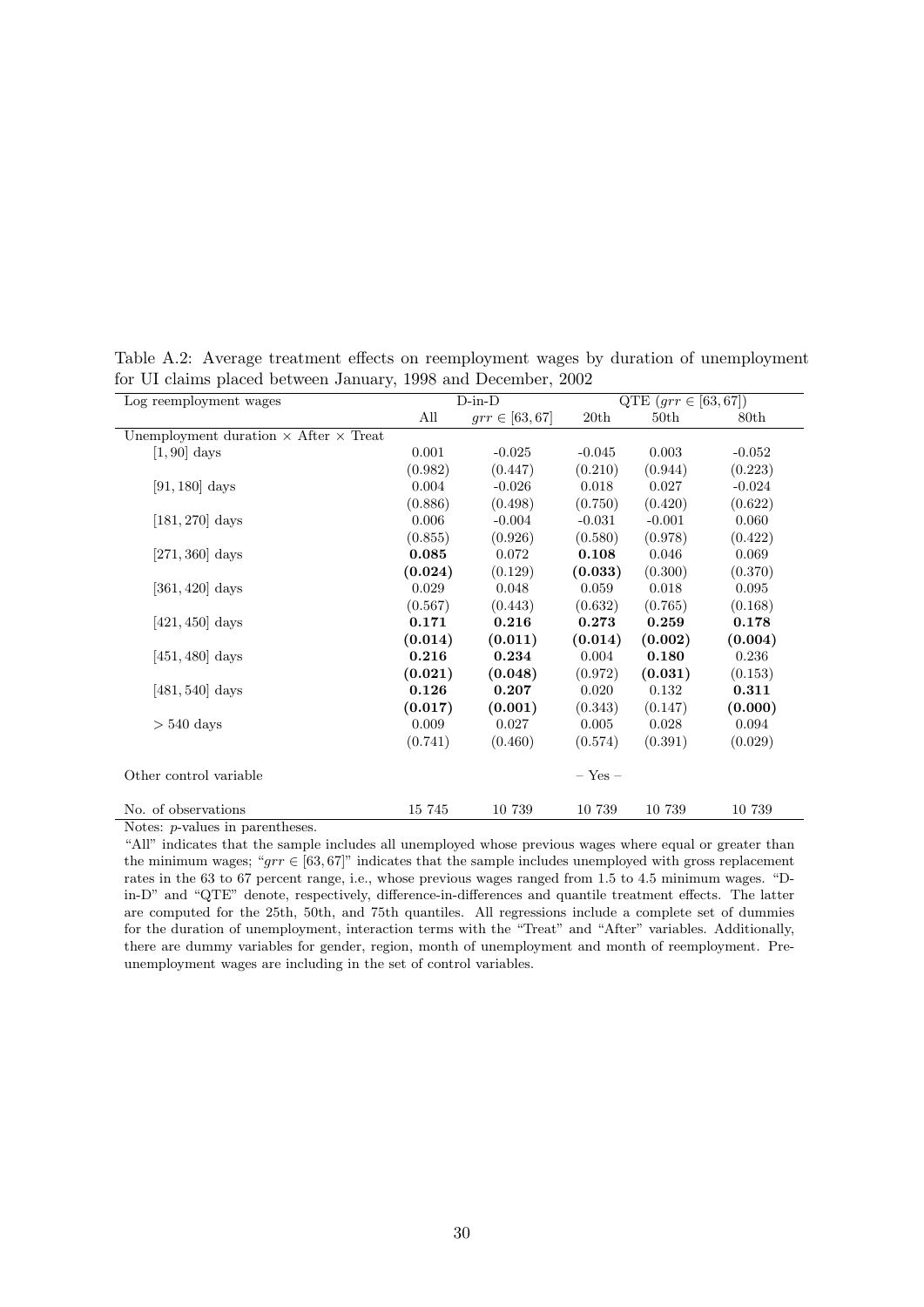Table A.2: Average treatment effects on reemployment wages by duration of unemployment for UI claims placed between January, 1998 and December, 2002

| Log reemployment wages | D-in-D | | QTE ($grr \in [63, 67]$) | | |
|---|---|---|---|---|---|
| | All | $grr \in [63, 67]$ | 20th | 50th | 80th |
| Unemployment duration × After × Treat | | | | | |
| $[1, 90]$ days | 0.001 | -0.025 | -0.045 | 0.003 | -0.052 |
| | (0.982) | (0.447) | (0.210) | (0.944) | (0.223) |
| $[91, 180]$ days | 0.004 | -0.026 | 0.018 | 0.027 | -0.024 |
| | (0.886) | (0.498) | (0.750) | (0.420) | (0.622) |
| $[181, 270]$ days | 0.006 | -0.004 | -0.031 | -0.001 | 0.060 |
| | (0.855) | (0.926) | (0.580) | (0.978) | (0.422) |
| $[271, 360]$ days | **0.085** | 0.072 | **0.108** | 0.046 | 0.069 |
| | **(0.024)** | (0.129) | **(0.033)** | (0.300) | (0.370) |
| $[361, 420]$ days | 0.029 | 0.048 | 0.059 | 0.018 | 0.095 |
| | (0.567) | (0.443) | (0.632) | (0.765) | (0.168) |
| $[421, 450]$ days | **0.171** | **0.216** | **0.273** | **0.259** | **0.178** |
| | **(0.014)** | **(0.011)** | **(0.014)** | **(0.002)** | **(0.004)** |
| $[451, 480]$ days | **0.216** | **0.234** | 0.004 | **0.180** | 0.236 |
| | **(0.021)** | **(0.048)** | (0.972) | **(0.031)** | (0.153) |
| $[481, 540]$ days | **0.126** | **0.207** | 0.020 | 0.132 | **0.311** |
| | **(0.017)** | **(0.001)** | (0.343) | (0.147) | **(0.000)** |
| $> 540$ days | 0.009 | 0.027 | 0.005 | 0.028 | 0.094 |
| | (0.741) | (0.460) | (0.574) | (0.391) | (0.029) |
| Other control variable | | | – Yes – | | |
| No. of observations | 15 745 | 10 739 | 10 739 | 10 739 | 10 739 |

Notes: $p$-values in parentheses.

"All" indicates that the sample includes all unemployed whose previous wages where equal or greater than the minimum wages; "$grr \in [63, 67]$" indicates that the sample includes unemployed with gross replacement rates in the 63 to 67 percent range, i.e., whose previous wages ranged from 1.5 to 4.5 minimum wages. "D-in-D" and "QTE" denote, respectively, difference-in-differences and quantile treatment effects. The latter are computed for the 25th, 50th, and 75th quantiles. All regressions include a complete set of dummies for the duration of unemployment, interaction terms with the "Treat" and "After" variables. Additionally, there are dummy variables for gender, region, month of unemployment and month of reemployment. Pre-unemployment wages are including in the set of control variables.